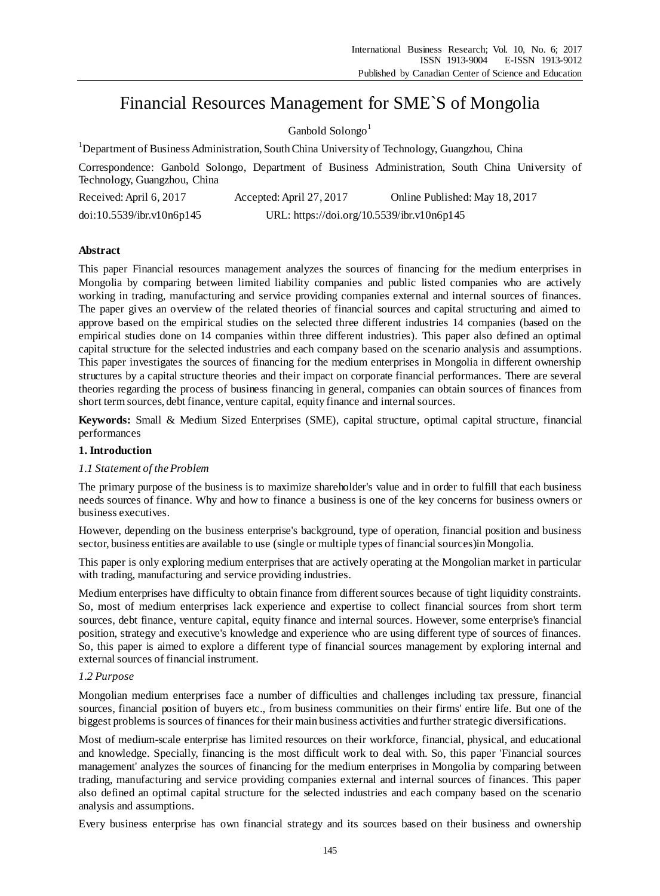# Financial Resources Management for SME`S of Mongolia

Ganbold Solongo[1]

[1]Department of Business Administration, South China University of Technology, Guangzhou, China

Correspondence: Ganbold Solongo, Department of Business Administration, South China University of Technology, Guangzhou, China

Received: April 6, 2017 Accepted: April 27, 2017 Online Published: May 18, 2017

doi:10.5539/ibr.v10n6p145 URL: https://doi.org/10.5539/ibr.v10n6p145

## Abstract

This paper Financial resources management analyzes the sources of financing for the medium enterprises in Mongolia by comparing between limited liability companies and public listed companies who are actively working in trading, manufacturing and service providing companies external and internal sources of finances. The paper gives an overview of the related theories of financial sources and capital structuring and aimed to approve based on the empirical studies on the selected three different industries 14 companies (based on the empirical studies done on 14 companies within three different industries). This paper also defined an optimal capital structure for the selected industries and each company based on the scenario analysis and assumptions. This paper investigates the sources of financing for the medium enterprises in Mongolia in different ownership structures by a capital structure theories and their impact on corporate financial performances. There are several theories regarding the process of business financing in general, companies can obtain sources of finances from short term sources, debt finance, venture capital, equity finance and internal sources.

**Keywords:** Small & Medium Sized Enterprises (SME), capital structure, optimal capital structure, financial performances

## 1. Introduction

### *1.1 Statement of the Problem*

The primary purpose of the business is to maximize shareholder's value and in order to fulfill that each business needs sources of finance. Why and how to finance a business is one of the key concerns for business owners or business executives.

However, depending on the business enterprise's background, type of operation, financial position and business sector, business entities are available to use (single or multiple types of financial sources)in Mongolia.

This paper is only exploring medium enterprises that are actively operating at the Mongolian market in particular with trading, manufacturing and service providing industries.

Medium enterprises have difficulty to obtain finance from different sources because of tight liquidity constraints. So, most of medium enterprises lack experience and expertise to collect financial sources from short term sources, debt finance, venture capital, equity finance and internal sources. However, some enterprise's financial position, strategy and executive's knowledge and experience who are using different type of sources of finances. So, this paper is aimed to explore a different type of financial sources management by exploring internal and external sources of financial instrument.

### *1.2 Purpose*

Mongolian medium enterprises face a number of difficulties and challenges including tax pressure, financial sources, financial position of buyers etc., from business communities on their firms' entire life. But one of the biggest problems is sources of finances for their main business activities and further strategic diversifications.

Most of medium-scale enterprise has limited resources on their workforce, financial, physical, and educational and knowledge. Specially, financing is the most difficult work to deal with. So, this paper 'Financial sources management' analyzes the sources of financing for the medium enterprises in Mongolia by comparing between trading, manufacturing and service providing companies external and internal sources of finances. This paper also defined an optimal capital structure for the selected industries and each company based on the scenario analysis and assumptions.

Every business enterprise has own financial strategy and its sources based on their business and ownership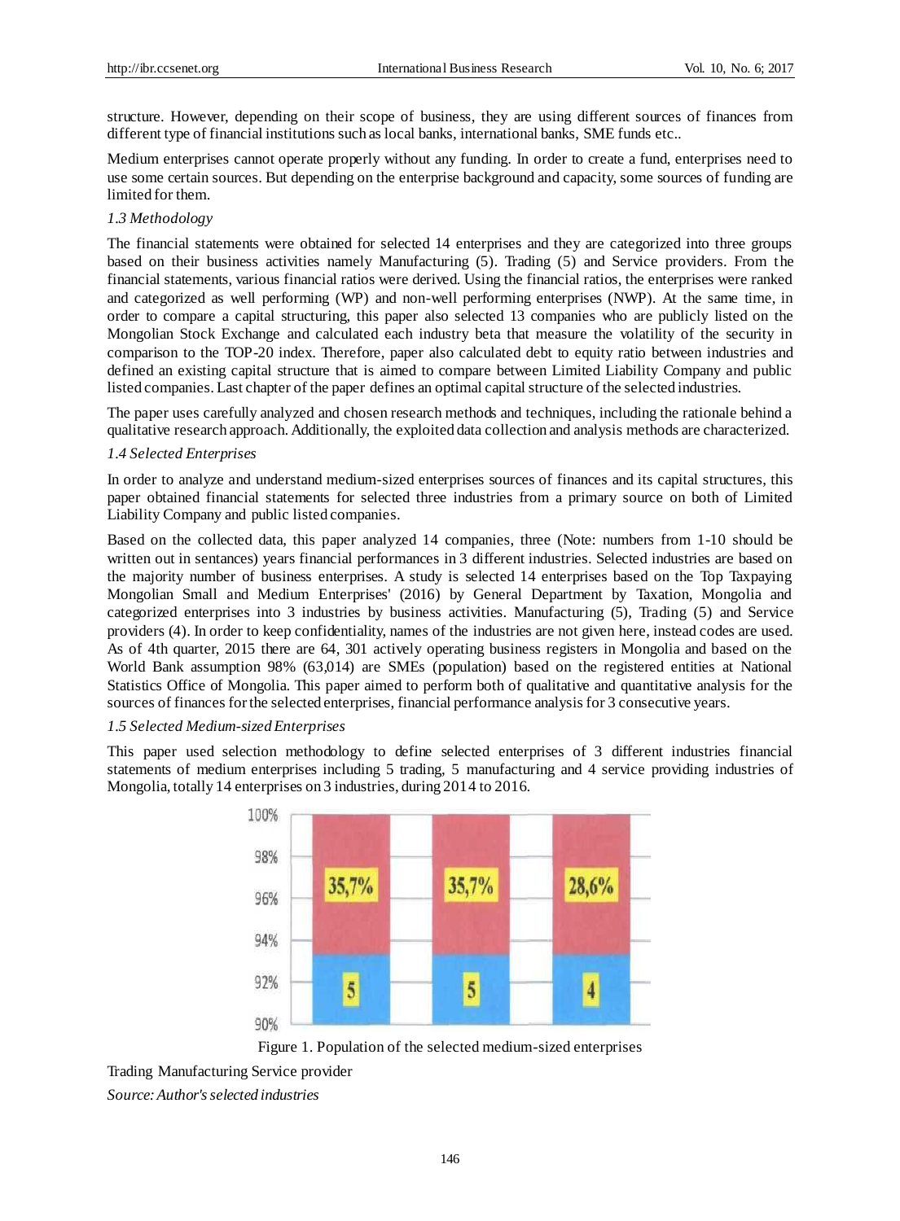structure. However, depending on their scope of business, they are using different sources of finances from different type of financial institutions such as local banks, international banks, SME funds etc..

Medium enterprises cannot operate properly without any funding. In order to create a fund, enterprises need to use some certain sources. But depending on the enterprise background and capacity, some sources of funding are limited for them.

*1.3 Methodology*

The financial statements were obtained for selected 14 enterprises and they are categorized into three groups based on their business activities namely Manufacturing (5). Trading (5) and Service providers. From the financial statements, various financial ratios were derived. Using the financial ratios, the enterprises were ranked and categorized as well performing (WP) and non-well performing enterprises (NWP). At the same time, in order to compare a capital structuring, this paper also selected 13 companies who are publicly listed on the Mongolian Stock Exchange and calculated each industry beta that measure the volatility of the security in comparison to the TOP-20 index. Therefore, paper also calculated debt to equity ratio between industries and defined an existing capital structure that is aimed to compare between Limited Liability Company and public listed companies. Last chapter of the paper defines an optimal capital structure of the selected industries.

The paper uses carefully analyzed and chosen research methods and techniques, including the rationale behind a qualitative research approach. Additionally, the exploited data collection and analysis methods are characterized.

*1.4 Selected Enterprises*

In order to analyze and understand medium-sized enterprises sources of finances and its capital structures, this paper obtained financial statements for selected three industries from a primary source on both of Limited Liability Company and public listed companies.

Based on the collected data, this paper analyzed 14 companies, three (Note: numbers from 1-10 should be written out in sentances) years financial performances in 3 different industries. Selected industries are based on the majority number of business enterprises. A study is selected 14 enterprises based on the Top Taxpaying Mongolian Small and Medium Enterprises' (2016) by General Department by Taxation, Mongolia and categorized enterprises into 3 industries by business activities. Manufacturing (5), Trading (5) and Service providers (4). In order to keep confidentiality, names of the industries are not given here, instead codes are used. As of 4th quarter, 2015 there are 64, 301 actively operating business registers in Mongolia and based on the World Bank assumption 98% (63,014) are SMEs (population) based on the registered entities at National Statistics Office of Mongolia. This paper aimed to perform both of qualitative and quantitative analysis for the sources of finances for the selected enterprises, financial performance analysis for 3 consecutive years.

*1.5 Selected Medium-sized Enterprises*

This paper used selection methodology to define selected enterprises of 3 different industries financial statements of medium enterprises including 5 trading, 5 manufacturing and 4 service providing industries of Mongolia, totally 14 enterprises on 3 industries, during 2014 to 2016.

Figure 1. Population of the selected medium-sized enterprises

Trading Manufacturing Service provider

*Source: Author's selected industries*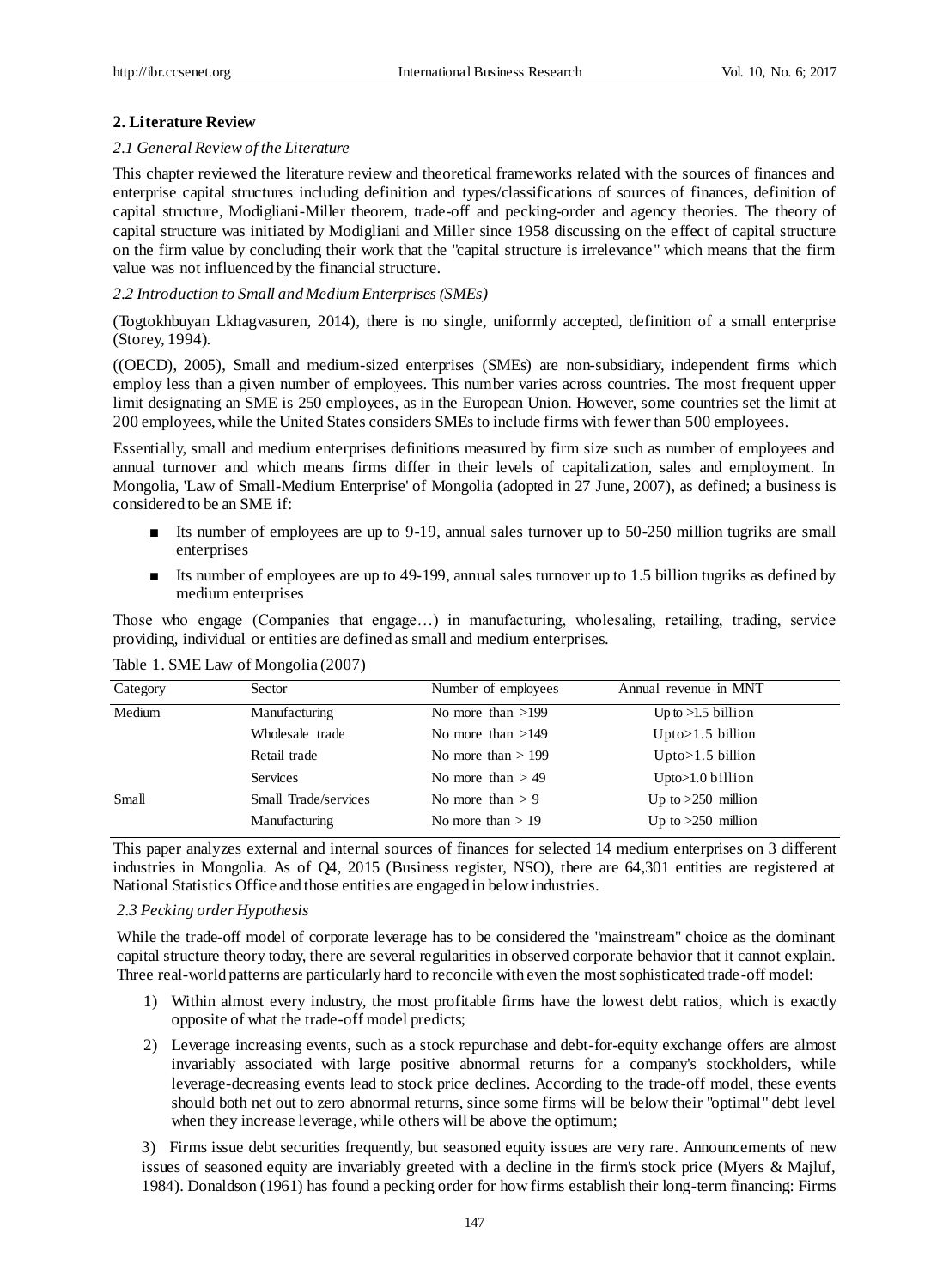## 2. Literature Review

### *2.1 General Review of the Literature*

This chapter reviewed the literature review and theoretical frameworks related with the sources of finances and enterprise capital structures including definition and types/classifications of sources of finances, definition of capital structure, Modigliani-Miller theorem, trade-off and pecking-order and agency theories. The theory of capital structure was initiated by Modigliani and Miller since 1958 discussing on the effect of capital structure on the firm value by concluding their work that the "capital structure is irrelevance" which means that the firm value was not influenced by the financial structure.

### *2.2 Introduction to Small and Medium Enterprises (SMEs)*

(Togtokhbuyan Lkhagvasuren, 2014), there is no single, uniformly accepted, definition of a small enterprise (Storey, 1994).

((OECD), 2005), Small and medium-sized enterprises (SMEs) are non-subsidiary, independent firms which employ less than a given number of employees. This number varies across countries. The most frequent upper limit designating an SME is 250 employees, as in the European Union. However, some countries set the limit at 200 employees, while the United States considers SMEs to include firms with fewer than 500 employees.

Essentially, small and medium enterprises definitions measured by firm size such as number of employees and annual turnover and which means firms differ in their levels of capitalization, sales and employment. In Mongolia, 'Law of Small-Medium Enterprise' of Mongolia (adopted in 27 June, 2007), as defined; a business is considered to be an SME if:

- Its number of employees are up to 9-19, annual sales turnover up to 50-250 million tugriks are small enterprises
- Its number of employees are up to 49-199, annual sales turnover up to 1.5 billion tugriks as defined by medium enterprises

Those who engage (Companies that engage…) in manufacturing, wholesaling, retailing, trading, service providing, individual or entities are defined as small and medium enterprises.

Table 1. SME Law of Mongolia (2007)

| Category | Sector | Number of employees | Annual revenue in MNT |
|---|---|---|---|
| Medium | Manufacturing | No more than >199 | Up to >1.5 billion |
| | Wholesale trade | No more than >149 | Upto>1.5 billion |
| | Retail trade | No more than > 199 | Upto>1.5 billion |
| | Services | No more than > 49 | Upto>1.0 billion |
| Small | Small Trade/services | No more than > 9 | Up to >250 million |
| | Manufacturing | No more than > 19 | Up to >250 million |

This paper analyzes external and internal sources of finances for selected 14 medium enterprises on 3 different industries in Mongolia. As of Q4, 2015 (Business register, NSO), there are 64,301 entities are registered at National Statistics Office and those entities are engaged in below industries.

### *2.3 Pecking order Hypothesis*

While the trade-off model of corporate leverage has to be considered the "mainstream" choice as the dominant capital structure theory today, there are several regularities in observed corporate behavior that it cannot explain. Three real-world patterns are particularly hard to reconcile with even the most sophisticated trade-off model:

1) Within almost every industry, the most profitable firms have the lowest debt ratios, which is exactly opposite of what the trade-off model predicts;

2) Leverage increasing events, such as a stock repurchase and debt-for-equity exchange offers are almost invariably associated with large positive abnormal returns for a company's stockholders, while leverage-decreasing events lead to stock price declines. According to the trade-off model, these events should both net out to zero abnormal returns, since some firms will be below their "optimal" debt level when they increase leverage, while others will be above the optimum;

3) Firms issue debt securities frequently, but seasoned equity issues are very rare. Announcements of new issues of seasoned equity are invariably greeted with a decline in the firm's stock price (Myers & Majluf, 1984). Donaldson (1961) has found a pecking order for how firms establish their long-term financing: Firms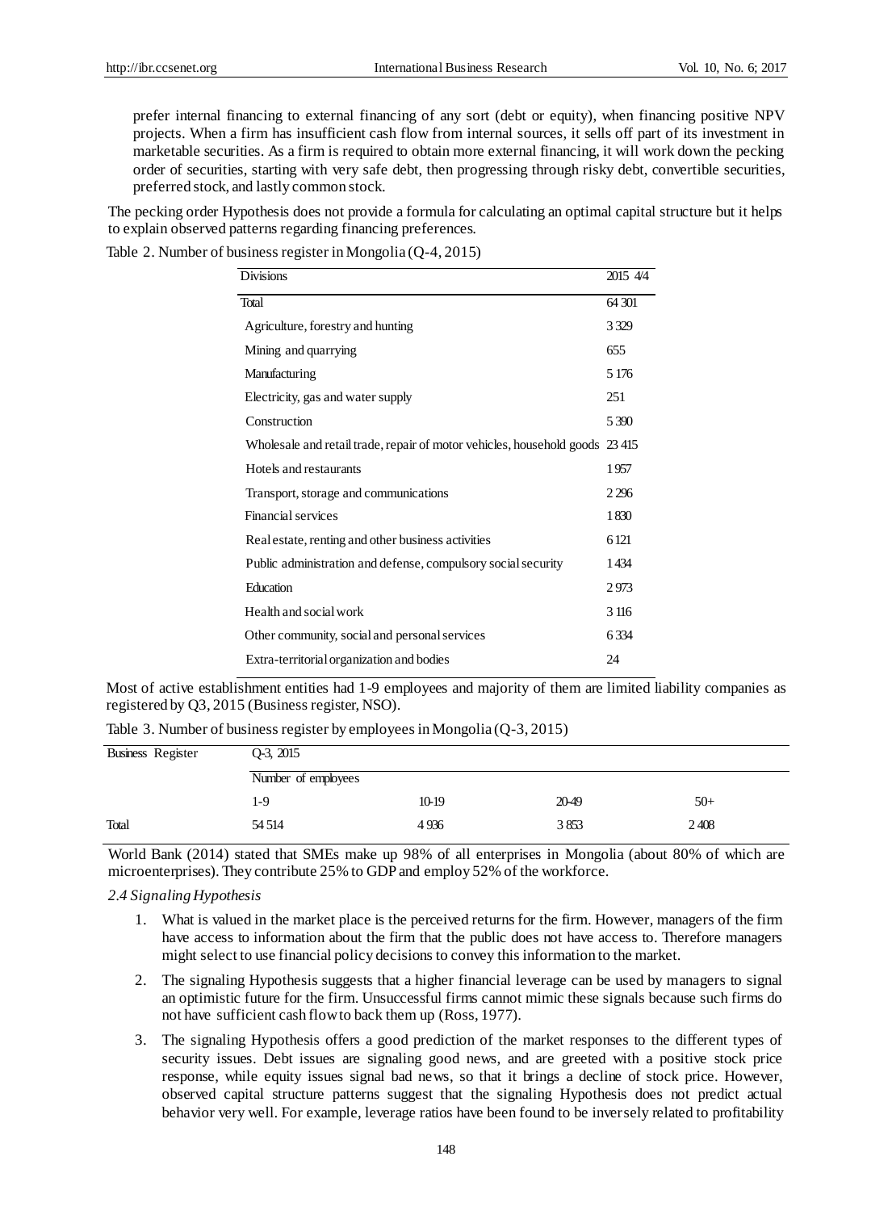prefer internal financing to external financing of any sort (debt or equity), when financing positive NPV projects. When a firm has insufficient cash flow from internal sources, it sells off part of its investment in marketable securities. As a firm is required to obtain more external financing, it will work down the pecking order of securities, starting with very safe debt, then progressing through risky debt, convertible securities, preferred stock, and lastly common stock.

The pecking order Hypothesis does not provide a formula for calculating an optimal capital structure but it helps to explain observed patterns regarding financing preferences.

Table 2. Number of business register in Mongolia (Q-4, 2015)

| Divisions | 2015 4/4 |
|---|---|
| Total | 64 301 |
| Agriculture, forestry and hunting | 3 329 |
| Mining and quarrying | 655 |
| Manufacturing | 5 176 |
| Electricity, gas and water supply | 251 |
| Construction | 5 390 |
| Wholesale and retail trade, repair of motor vehicles, household goods | 23 415 |
| Hotels and restaurants | 1 957 |
| Transport, storage and communications | 2 296 |
| Financial services | 1 830 |
| Real estate, renting and other business activities | 6 121 |
| Public administration and defense, compulsory social security | 1 434 |
| Education | 2 973 |
| Health and social work | 3 116 |
| Other community, social and personal services | 6 334 |
| Extra-territorial organization and bodies | 24 |

Most of active establishment entities had 1-9 employees and majority of them are limited liability companies as registered by Q3, 2015 (Business register, NSO).

Table 3. Number of business register by employees in Mongolia (Q-3, 2015)

| Business Register | Q-3, 2015 | | | |
|---|---|---|---|---|
| | Number of employees | | | |
| | 1-9 | 10-19 | 20-49 | 50+ |
| Total | 54 514 | 4 936 | 3 853 | 2 408 |

World Bank (2014) stated that SMEs make up 98% of all enterprises in Mongolia (about 80% of which are microenterprises). They contribute 25% to GDP and employ 52% of the workforce.

*2.4 Signaling Hypothesis*

1. What is valued in the market place is the perceived returns for the firm. However, managers of the firm have access to information about the firm that the public does not have access to. Therefore managers might select to use financial policy decisions to convey this information to the market.
2. The signaling Hypothesis suggests that a higher financial leverage can be used by managers to signal an optimistic future for the firm. Unsuccessful firms cannot mimic these signals because such firms do not have sufficient cash flow to back them up (Ross, 1977).
3. The signaling Hypothesis offers a good prediction of the market responses to the different types of security issues. Debt issues are signaling good news, and are greeted with a positive stock price response, while equity issues signal bad news, so that it brings a decline of stock price. However, observed capital structure patterns suggest that the signaling Hypothesis does not predict actual behavior very well. For example, leverage ratios have been found to be inversely related to profitability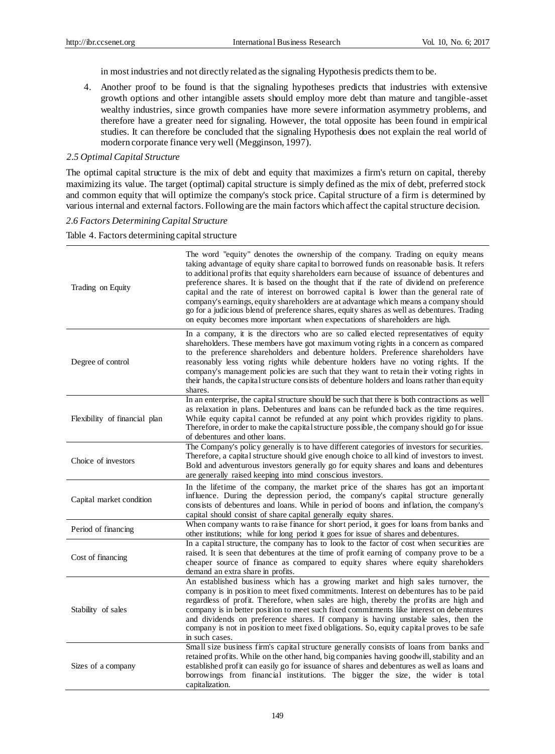in most industries and not directly related as the signaling Hypothesis predicts them to be.

4. Another proof to be found is that the signaling hypotheses predicts that industries with extensive growth options and other intangible assets should employ more debt than mature and tangible-asset wealthy industries, since growth companies have more severe information asymmetry problems, and therefore have a greater need for signaling. However, the total opposite has been found in empirical studies. It can therefore be concluded that the signaling Hypothesis does not explain the real world of modern corporate finance very well (Megginson, 1997).

### *2.5 Optimal Capital Structure*

The optimal capital structure is the mix of debt and equity that maximizes a firm's return on capital, thereby maximizing its value. The target (optimal) capital structure is simply defined as the mix of debt, preferred stock and common equity that will optimize the company's stock price. Capital structure of a firm is determined by various internal and external factors. Following are the main factors which affect the capital structure decision.

### *2.6 Factors Determining Capital Structure*

Table 4. Factors determining capital structure

| | |
|---|---|
| Trading on Equity | The word "equity" denotes the ownership of the company. Trading on equity means taking advantage of equity share capital to borrowed funds on reasonable basis. It refers to additional profits that equity shareholders earn because of issuance of debentures and preference shares. It is based on the thought that if the rate of dividend on preference capital and the rate of interest on borrowed capital is lower than the general rate of company's earnings, equity shareholders are at advantage which means a company should go for a judicious blend of preference shares, equity shares as well as debentures. Trading on equity becomes more important when expectations of shareholders are high. |
| Degree of control | In a company, it is the directors who are so called elected representatives of equity shareholders. These members have got maximum voting rights in a concern as compared to the preference shareholders and debenture holders. Preference shareholders have reasonably less voting rights while debenture holders have no voting rights. If the company's management policies are such that they want to retain their voting rights in their hands, the capital structure consists of debenture holders and loans rather than equity shares. |
| Flexibility of financial plan | In an enterprise, the capital structure should be such that there is both contractions as well as relaxation in plans. Debentures and loans can be refunded back as the time requires. While equity capital cannot be refunded at any point which provides rigidity to plans. Therefore, in order to make the capital structure possible, the company should go for issue of debentures and other loans. |
| Choice of investors | The Company's policy generally is to have different categories of investors for securities. Therefore, a capital structure should give enough choice to all kind of investors to invest. Bold and adventurous investors generally go for equity shares and loans and debentures are generally raised keeping into mind conscious investors. |
| Capital market condition | In the lifetime of the company, the market price of the shares has got an important influence. During the depression period, the company's capital structure generally consists of debentures and loans. While in period of boons and inflation, the company's capital should consist of share capital generally equity shares. |
| Period of financing | When company wants to raise finance for short period, it goes for loans from banks and other institutions; while for long period it goes for issue of shares and debentures. |
| Cost of financing | In a capital structure, the company has to look to the factor of cost when securities are raised. It is seen that debentures at the time of profit earning of company prove to be a cheaper source of finance as compared to equity shares where equity shareholders demand an extra share in profits. |
| Stability of sales | An established business which has a growing market and high sales turnover, the company is in position to meet fixed commitments. Interest on debentures has to be paid regardless of profit. Therefore, when sales are high, thereby the profits are high and company is in better position to meet such fixed commitments like interest on debentures and dividends on preference shares. If company is having unstable sales, then the company is not in position to meet fixed obligations. So, equity capital proves to be safe in such cases. |
| Sizes of a company | Small size business firm's capital structure generally consists of loans from banks and retained profits. While on the other hand, big companies having goodwill, stability and an established profit can easily go for issuance of shares and debentures as well as loans and borrowings from financial institutions. The bigger the size, the wider is total capitalization. |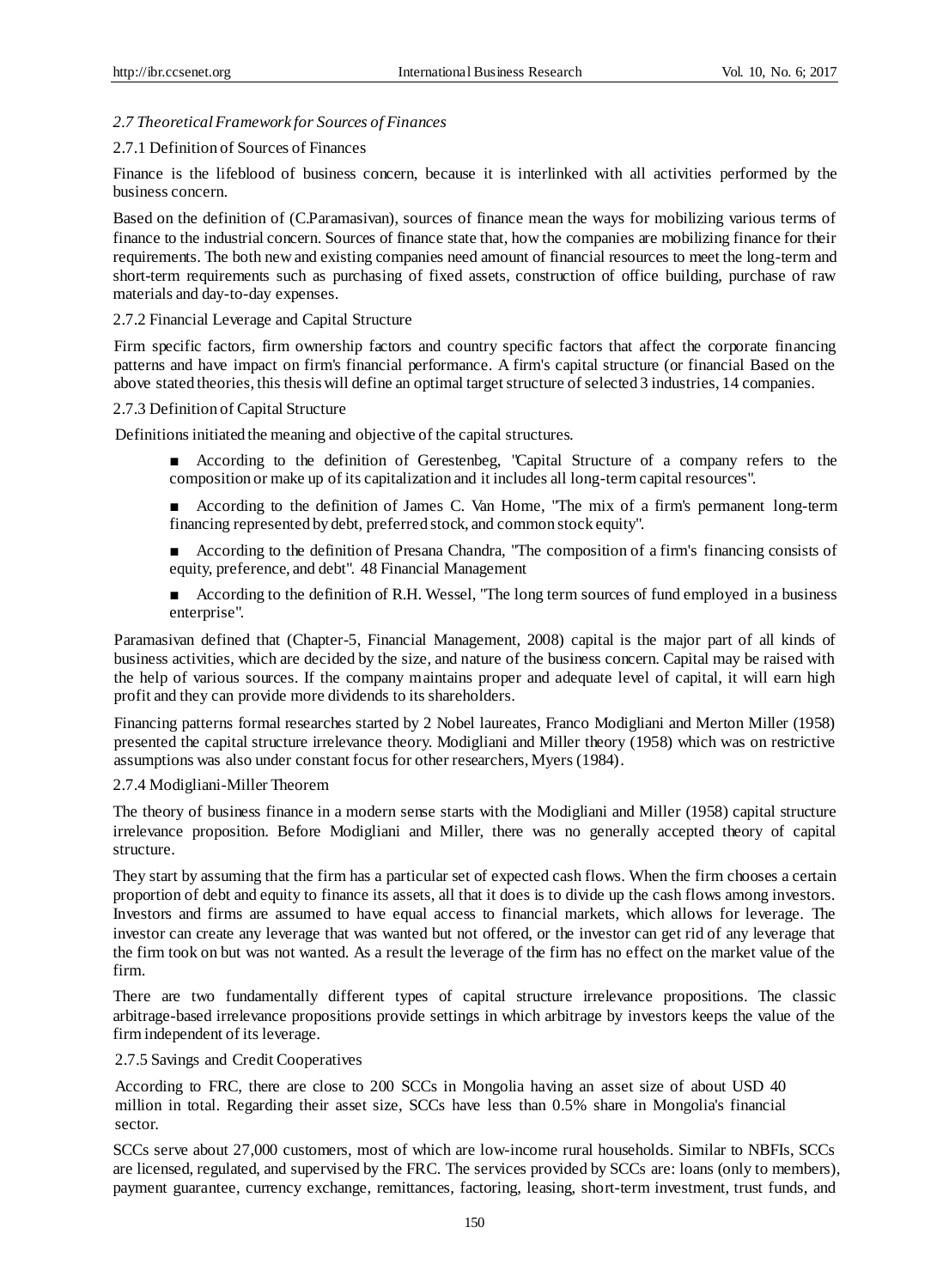### *2.7 Theoretical Framework for Sources of Finances*

#### 2.7.1 Definition of Sources of Finances

Finance is the lifeblood of business concern, because it is interlinked with all activities performed by the business concern.

Based on the definition of (C.Paramasivan), sources of finance mean the ways for mobilizing various terms of finance to the industrial concern. Sources of finance state that, how the companies are mobilizing finance for their requirements. The both new and existing companies need amount of financial resources to meet the long-term and short-term requirements such as purchasing of fixed assets, construction of office building, purchase of raw materials and day-to-day expenses.

#### 2.7.2 Financial Leverage and Capital Structure

Firm specific factors, firm ownership factors and country specific factors that affect the corporate financing patterns and have impact on firm's financial performance. A firm's capital structure (or financial Based on the above stated theories, this thesis will define an optimal target structure of selected 3 industries, 14 companies.

#### 2.7.3 Definition of Capital Structure

Definitions initiated the meaning and objective of the capital structures.

- According to the definition of Gerestenbeg, "Capital Structure of a company refers to the composition or make up of its capitalization and it includes all long-term capital resources".
- According to the definition of James C. Van Home, "The mix of a firm's permanent long-term financing represented by debt, preferred stock, and common stock equity".
- According to the definition of Presana Chandra, "The composition of a firm's financing consists of equity, preference, and debt". 48 Financial Management
- According to the definition of R.H. Wessel, "The long term sources of fund employed in a business enterprise".

Paramasivan defined that (Chapter-5, Financial Management, 2008) capital is the major part of all kinds of business activities, which are decided by the size, and nature of the business concern. Capital may be raised with the help of various sources. If the company maintains proper and adequate level of capital, it will earn high profit and they can provide more dividends to its shareholders.

Financing patterns formal researches started by 2 Nobel laureates, Franco Modigliani and Merton Miller (1958) presented the capital structure irrelevance theory. Modigliani and Miller theory (1958) which was on restrictive assumptions was also under constant focus for other researchers, Myers (1984).

#### 2.7.4 Modigliani-Miller Theorem

The theory of business finance in a modern sense starts with the Modigliani and Miller (1958) capital structure irrelevance proposition. Before Modigliani and Miller, there was no generally accepted theory of capital structure.

They start by assuming that the firm has a particular set of expected cash flows. When the firm chooses a certain proportion of debt and equity to finance its assets, all that it does is to divide up the cash flows among investors. Investors and firms are assumed to have equal access to financial markets, which allows for leverage. The investor can create any leverage that was wanted but not offered, or the investor can get rid of any leverage that the firm took on but was not wanted. As a result the leverage of the firm has no effect on the market value of the firm.

There are two fundamentally different types of capital structure irrelevance propositions. The classic arbitrage-based irrelevance propositions provide settings in which arbitrage by investors keeps the value of the firm independent of its leverage.

#### 2.7.5 Savings and Credit Cooperatives

According to FRC, there are close to 200 SCCs in Mongolia having an asset size of about USD 40 million in total. Regarding their asset size, SCCs have less than 0.5% share in Mongolia's financial sector.

SCCs serve about 27,000 customers, most of which are low-income rural households. Similar to NBFIs, SCCs are licensed, regulated, and supervised by the FRC. The services provided by SCCs are: loans (only to members), payment guarantee, currency exchange, remittances, factoring, leasing, short-term investment, trust funds, and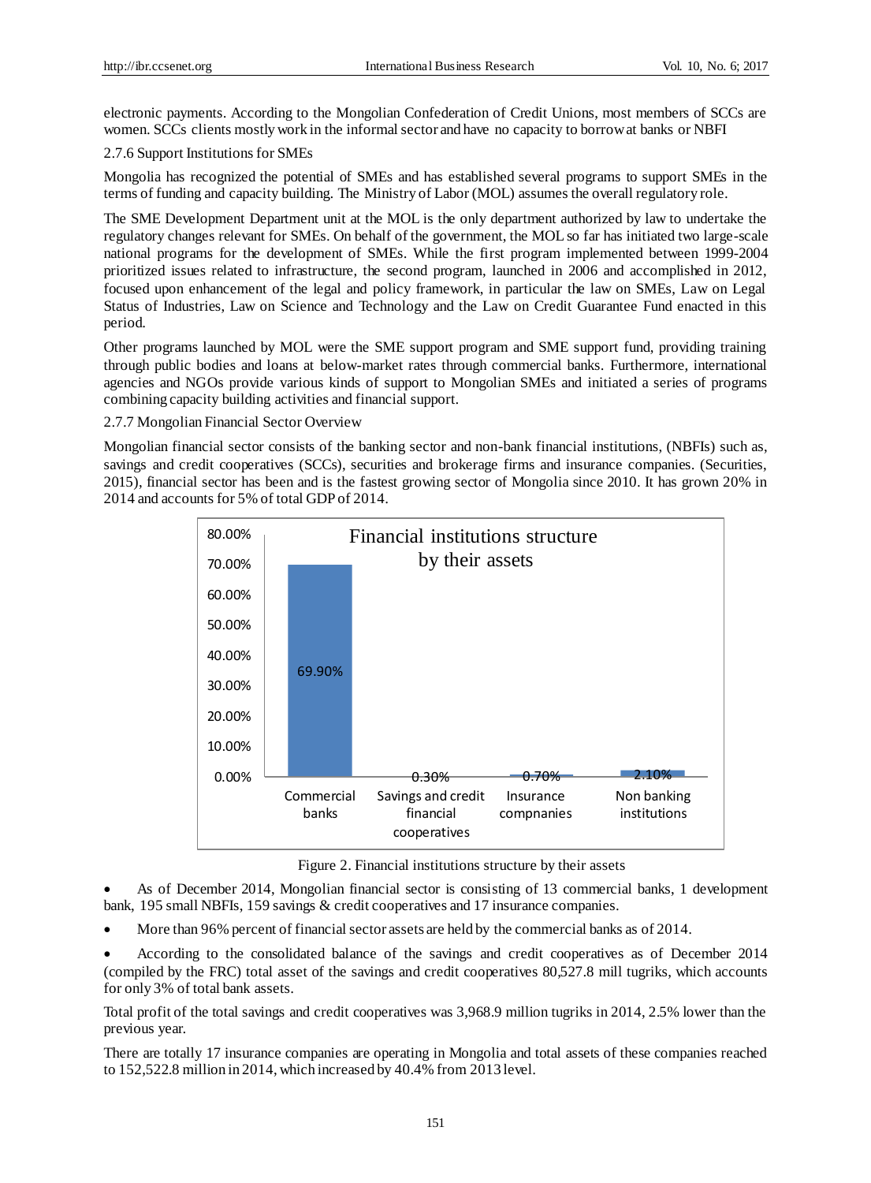electronic payments. According to the Mongolian Confederation of Credit Unions, most members of SCCs are women. SCCs clients mostly work in the informal sector and have no capacity to borrow at banks or NBFI

2.7.6 Support Institutions for SMEs

Mongolia has recognized the potential of SMEs and has established several programs to support SMEs in the terms of funding and capacity building. The Ministry of Labor (MOL) assumes the overall regulatory role.

The SME Development Department unit at the MOL is the only department authorized by law to undertake the regulatory changes relevant for SMEs. On behalf of the government, the MOL so far has initiated two large-scale national programs for the development of SMEs. While the first program implemented between 1999-2004 prioritized issues related to infrastructure, the second program, launched in 2006 and accomplished in 2012, focused upon enhancement of the legal and policy framework, in particular the law on SMEs, Law on Legal Status of Industries, Law on Science and Technology and the Law on Credit Guarantee Fund enacted in this period.

Other programs launched by MOL were the SME support program and SME support fund, providing training through public bodies and loans at below-market rates through commercial banks. Furthermore, international agencies and NGOs provide various kinds of support to Mongolian SMEs and initiated a series of programs combining capacity building activities and financial support.

2.7.7 Mongolian Financial Sector Overview

Mongolian financial sector consists of the banking sector and non-bank financial institutions, (NBFIs) such as, savings and credit cooperatives (SCCs), securities and brokerage firms and insurance companies. (Securities, 2015), financial sector has been and is the fastest growing sector of Mongolia since 2010. It has grown 20% in 2014 and accounts for 5% of total GDP of 2014.

| Financial institutions structure by their assets | |
|---|---|
| Commercial banks | 69.90% |
| Savings and credit financial cooperatives | 0.30% |
| Insurance compnanies | 0.70% |
| Non banking institutions | 2.10% |

Figure 2. Financial institutions structure by their assets

- As of December 2014, Mongolian financial sector is consisting of 13 commercial banks, 1 development bank, 195 small NBFIs, 159 savings & credit cooperatives and 17 insurance companies.
- More than 96% percent of financial sector assets are held by the commercial banks as of 2014.
- According to the consolidated balance of the savings and credit cooperatives as of December 2014 (compiled by the FRC) total asset of the savings and credit cooperatives 80,527.8 mill tugriks, which accounts for only 3% of total bank assets.

Total profit of the total savings and credit cooperatives was 3,968.9 million tugriks in 2014, 2.5% lower than the previous year.

There are totally 17 insurance companies are operating in Mongolia and total assets of these companies reached to 152,522.8 million in 2014, which increased by 40.4% from 2013 level.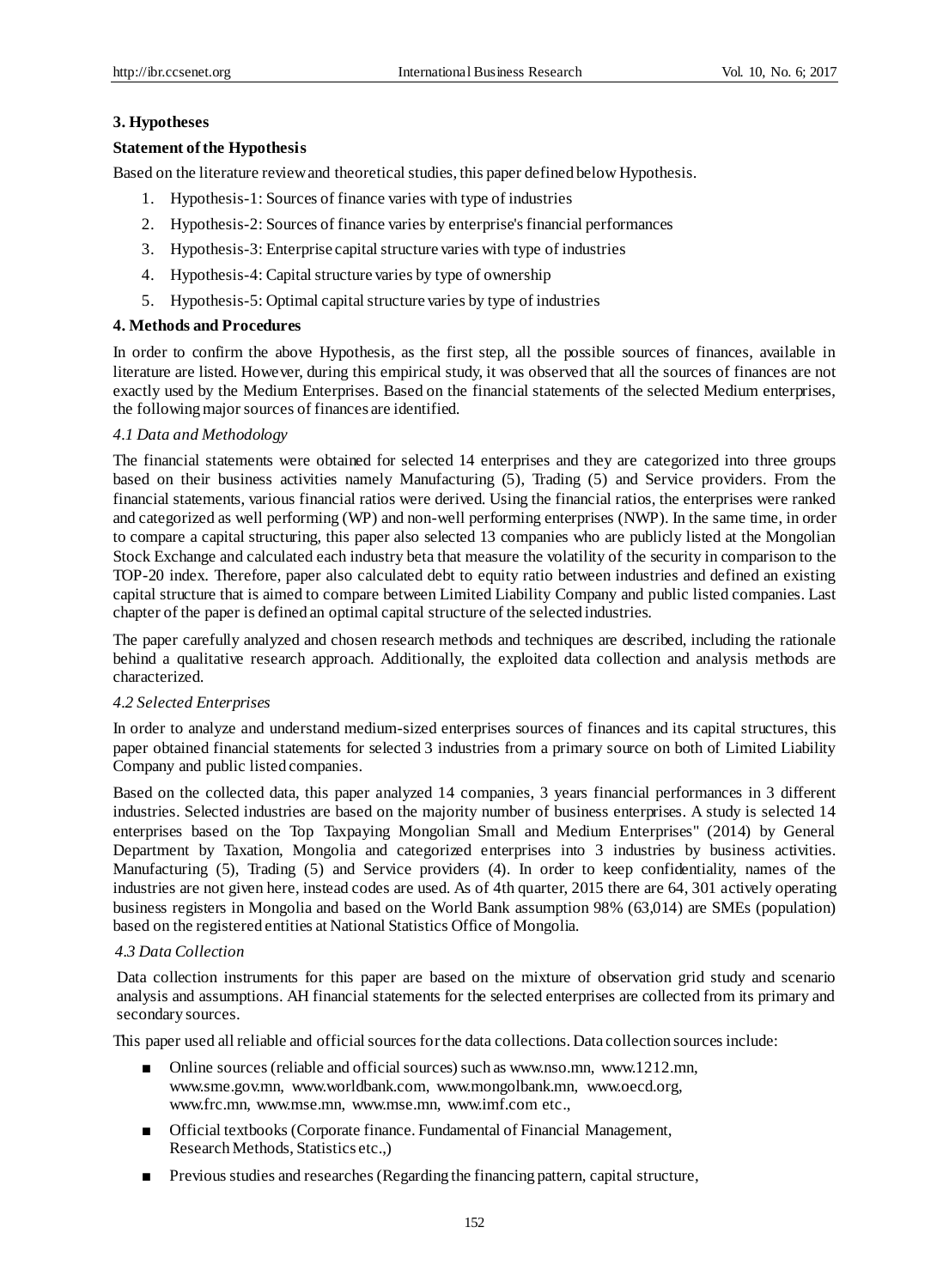## 3. Hypotheses

**Statement of the Hypothesis**

Based on the literature review and theoretical studies, this paper defined below Hypothesis.

1. Hypothesis-1: Sources of finance varies with type of industries
2. Hypothesis-2: Sources of finance varies by enterprise's financial performances
3. Hypothesis-3: Enterprise capital structure varies with type of industries
4. Hypothesis-4: Capital structure varies by type of ownership
5. Hypothesis-5: Optimal capital structure varies by type of industries

## 4. Methods and Procedures

In order to confirm the above Hypothesis, as the first step, all the possible sources of finances, available in literature are listed. However, during this empirical study, it was observed that all the sources of finances are not exactly used by the Medium Enterprises. Based on the financial statements of the selected Medium enterprises, the following major sources of finances are identified.

### *4.1 Data and Methodology*

The financial statements were obtained for selected 14 enterprises and they are categorized into three groups based on their business activities namely Manufacturing (5), Trading (5) and Service providers. From the financial statements, various financial ratios were derived. Using the financial ratios, the enterprises were ranked and categorized as well performing (WP) and non-well performing enterprises (NWP). In the same time, in order to compare a capital structuring, this paper also selected 13 companies who are publicly listed at the Mongolian Stock Exchange and calculated each industry beta that measure the volatility of the security in comparison to the TOP-20 index. Therefore, paper also calculated debt to equity ratio between industries and defined an existing capital structure that is aimed to compare between Limited Liability Company and public listed companies. Last chapter of the paper is defined an optimal capital structure of the selected industries.

The paper carefully analyzed and chosen research methods and techniques are described, including the rationale behind a qualitative research approach. Additionally, the exploited data collection and analysis methods are characterized.

### *4.2 Selected Enterprises*

In order to analyze and understand medium-sized enterprises sources of finances and its capital structures, this paper obtained financial statements for selected 3 industries from a primary source on both of Limited Liability Company and public listed companies.

Based on the collected data, this paper analyzed 14 companies, 3 years financial performances in 3 different industries. Selected industries are based on the majority number of business enterprises. A study is selected 14 enterprises based on the Top Taxpaying Mongolian Small and Medium Enterprises" (2014) by General Department by Taxation, Mongolia and categorized enterprises into 3 industries by business activities. Manufacturing (5), Trading (5) and Service providers (4). In order to keep confidentiality, names of the industries are not given here, instead codes are used. As of 4th quarter, 2015 there are 64, 301 actively operating business registers in Mongolia and based on the World Bank assumption 98% (63,014) are SMEs (population) based on the registered entities at National Statistics Office of Mongolia.

### *4.3 Data Collection*

Data collection instruments for this paper are based on the mixture of observation grid study and scenario analysis and assumptions. AH financial statements for the selected enterprises are collected from its primary and secondary sources.

This paper used all reliable and official sources for the data collections. Data collection sources include:

- Online sources (reliable and official sources) such as www.nso.mn, www.1212.mn, www.sme.gov.mn, www.worldbank.com, www.mongolbank.mn, www.oecd.org, www.frc.mn, www.mse.mn, www.mse.mn, www.imf.com etc.,
- Official textbooks (Corporate finance. Fundamental of Financial Management, Research Methods, Statistics etc.,)
- Previous studies and researches (Regarding the financing pattern, capital structure,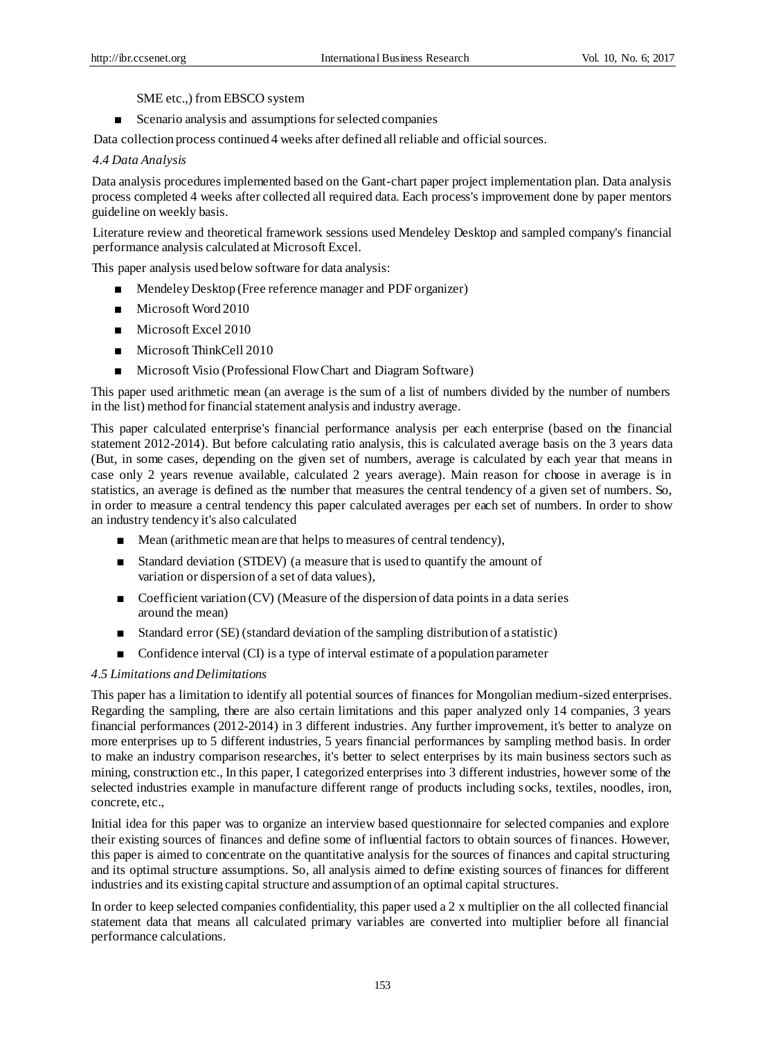SME etc.,) from EBSCO system

- Scenario analysis and assumptions for selected companies

Data collection process continued 4 weeks after defined all reliable and official sources.

### *4.4 Data Analysis*

Data analysis procedures implemented based on the Gant-chart paper project implementation plan. Data analysis process completed 4 weeks after collected all required data. Each process's improvement done by paper mentors guideline on weekly basis.

Literature review and theoretical framework sessions used Mendeley Desktop and sampled company's financial performance analysis calculated at Microsoft Excel.

This paper analysis used below software for data analysis:

- Mendeley Desktop (Free reference manager and PDF organizer)
- Microsoft Word 2010
- Microsoft Excel 2010
- Microsoft ThinkCell 2010
- Microsoft Visio (Professional Flow Chart and Diagram Software)

This paper used arithmetic mean (an average is the sum of a list of numbers divided by the number of numbers in the list) method for financial statement analysis and industry average.

This paper calculated enterprise's financial performance analysis per each enterprise (based on the financial statement 2012-2014). But before calculating ratio analysis, this is calculated average basis on the 3 years data (But, in some cases, depending on the given set of numbers, average is calculated by each year that means in case only 2 years revenue available, calculated 2 years average). Main reason for choose in average is in statistics, an average is defined as the number that measures the central tendency of a given set of numbers. So, in order to measure a central tendency this paper calculated averages per each set of numbers. In order to show an industry tendency it's also calculated

- Mean (arithmetic mean are that helps to measures of central tendency),
- Standard deviation (STDEV) (a measure that is used to quantify the amount of variation or dispersion of a set of data values),
- Coefficient variation (CV) (Measure of the dispersion of data points in a data series around the mean)
- Standard error (SE) (standard deviation of the sampling distribution of a statistic)
- Confidence interval (CI) is a type of interval estimate of a population parameter

### *4.5 Limitations and Delimitations*

This paper has a limitation to identify all potential sources of finances for Mongolian medium-sized enterprises. Regarding the sampling, there are also certain limitations and this paper analyzed only 14 companies, 3 years financial performances (2012-2014) in 3 different industries. Any further improvement, it's better to analyze on more enterprises up to 5 different industries, 5 years financial performances by sampling method basis. In order to make an industry comparison researches, it's better to select enterprises by its main business sectors such as mining, construction etc., In this paper, I categorized enterprises into 3 different industries, however some of the selected industries example in manufacture different range of products including socks, textiles, noodles, iron, concrete, etc.,

Initial idea for this paper was to organize an interview based questionnaire for selected companies and explore their existing sources of finances and define some of influential factors to obtain sources of finances. However, this paper is aimed to concentrate on the quantitative analysis for the sources of finances and capital structuring and its optimal structure assumptions. So, all analysis aimed to define existing sources of finances for different industries and its existing capital structure and assumption of an optimal capital structures.

In order to keep selected companies confidentiality, this paper used a 2 x multiplier on the all collected financial statement data that means all calculated primary variables are converted into multiplier before all financial performance calculations.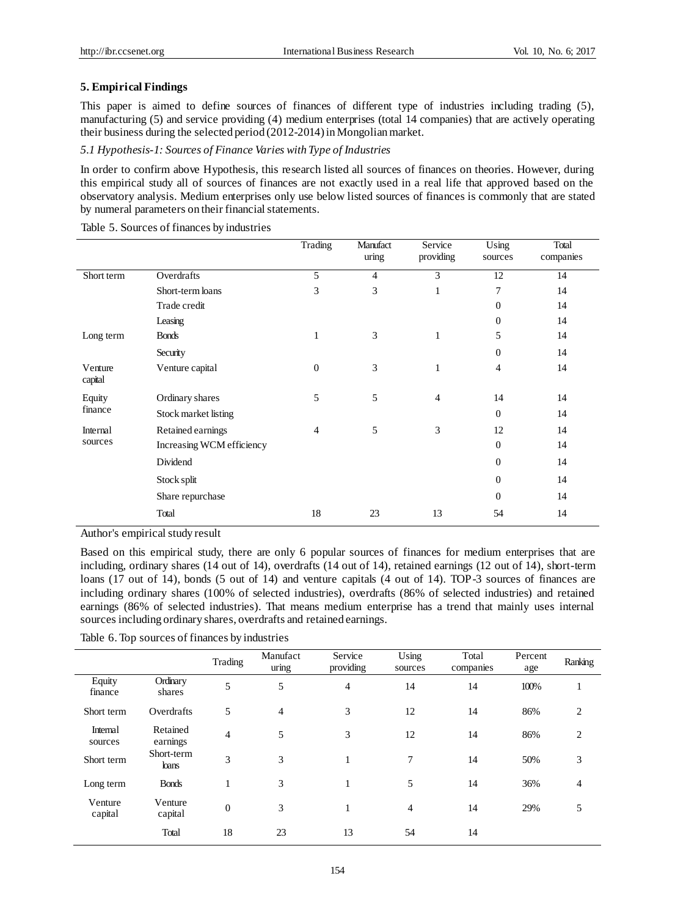## 5. Empirical Findings

This paper is aimed to define sources of finances of different type of industries including trading (5), manufacturing (5) and service providing (4) medium enterprises (total 14 companies) that are actively operating their business during the selected period (2012-2014) in Mongolian market.

### *5.1 Hypothesis-1: Sources of Finance Varies with Type of Industries*

In order to confirm above Hypothesis, this research listed all sources of finances on theories. However, during this empirical study all of sources of finances are not exactly used in a real life that approved based on the observatory analysis. Medium enterprises only use below listed sources of finances is commonly that are stated by numeral parameters on their financial statements.

Table 5. Sources of finances by industries

| | | Trading | Manufacturing | Service providing | Using sources | Total companies |
|---|---|---|---|---|---|---|
| Short term | Overdrafts | 5 | 4 | 3 | 12 | 14 |
| | Short-term loans | 3 | 3 | 1 | 7 | 14 |
| | Trade credit | | | | 0 | 14 |
| | Leasing | | | | 0 | 14 |
| Long term | Bonds | 1 | 3 | 1 | 5 | 14 |
| | Security | | | | 0 | 14 |
| Venture capital | Venture capital | 0 | 3 | 1 | 4 | 14 |
| Equity finance | Ordinary shares | 5 | 5 | 4 | 14 | 14 |
| | Stock market listing | | | | 0 | 14 |
| Internal sources | Retained earnings | 4 | 5 | 3 | 12 | 14 |
| | Increasing WCM efficiency | | | | 0 | 14 |
| | Dividend | | | | 0 | 14 |
| | Stock split | | | | 0 | 14 |
| | Share repurchase | | | | 0 | 14 |
| | Total | 18 | 23 | 13 | 54 | 14 |

Author's empirical study result

Based on this empirical study, there are only 6 popular sources of finances for medium enterprises that are including, ordinary shares (14 out of 14), overdrafts (14 out of 14), retained earnings (12 out of 14), short-term loans (17 out of 14), bonds (5 out of 14) and venture capitals (4 out of 14). TOP-3 sources of finances are including ordinary shares (100% of selected industries), overdrafts (86% of selected industries) and retained earnings (86% of selected industries). That means medium enterprise has a trend that mainly uses internal sources including ordinary shares, overdrafts and retained earnings.

Table 6. Top sources of finances by industries

| | | Trading | Manufacturing | Service providing | Using sources | Total companies | Percentage | Ranking |
|---|---|---|---|---|---|---|---|---|
| Equity finance | Ordinary shares | 5 | 5 | 4 | 14 | 14 | 100% | 1 |
| Short term | Overdrafts | 5 | 4 | 3 | 12 | 14 | 86% | 2 |
| Internal sources | Retained earnings | 4 | 5 | 3 | 12 | 14 | 86% | 2 |
| Short term | Short-term loans | 3 | 3 | 1 | 7 | 14 | 50% | 3 |
| Long term | Bonds | 1 | 3 | 1 | 5 | 14 | 36% | 4 |
| Venture capital | Venture capital | 0 | 3 | 1 | 4 | 14 | 29% | 5 |
| | Total | 18 | 23 | 13 | 54 | 14 | | |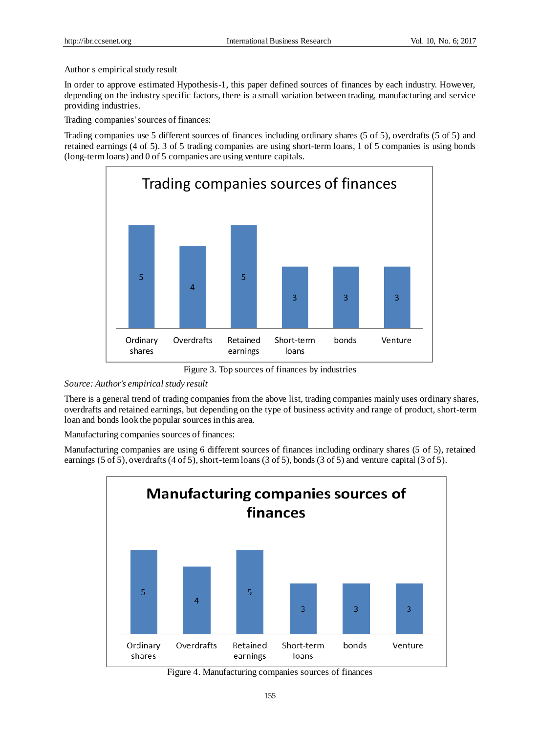Author s empirical study result

In order to approve estimated Hypothesis-1, this paper defined sources of finances by each industry. However, depending on the industry specific factors, there is a small variation between trading, manufacturing and service providing industries.

Trading companies' sources of finances:

Trading companies use 5 different sources of finances including ordinary shares (5 of 5), overdrafts (5 of 5) and retained earnings (4 of 5). 3 of 5 trading companies are using short-term loans, 1 of 5 companies is using bonds (long-term loans) and 0 of 5 companies are using venture capitals.

**Trading companies sources of finances**

| Ordinary shares | Overdrafts | Retained earnings | Short-term loans | bonds | Venture |
|---|---|---|---|---|---|
| 5 | 4 | 5 | 3 | 3 | 3 |

Figure 3. Top sources of finances by industries

*Source: Author's empirical study result*

There is a general trend of trading companies from the above list, trading companies mainly uses ordinary shares, overdrafts and retained earnings, but depending on the type of business activity and range of product, short-term loan and bonds look the popular sources in this area.

Manufacturing companies sources of finances:

Manufacturing companies are using 6 different sources of finances including ordinary shares (5 of 5), retained earnings (5 of 5), overdrafts (4 of 5), short-term loans (3 of 5), bonds (3 of 5) and venture capital (3 of 5).

**Manufacturing companies sources of finances**

| Ordinary shares | Overdrafts | Retained earnings | Short-term loans | bonds | Venture |
|---|---|---|---|---|---|
| 5 | 4 | 5 | 3 | 3 | 3 |

Figure 4. Manufacturing companies sources of finances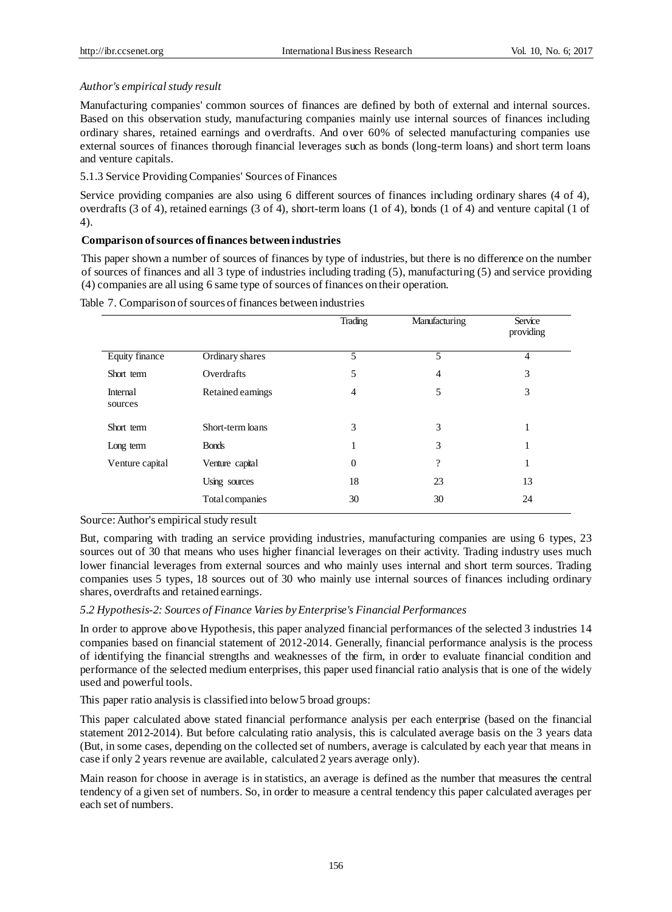*Author's empirical study result*

Manufacturing companies' common sources of finances are defined by both of external and internal sources. Based on this observation study, manufacturing companies mainly use internal sources of finances including ordinary shares, retained earnings and overdrafts. And over 60% of selected manufacturing companies use external sources of finances thorough financial leverages such as bonds (long-term loans) and short term loans and venture capitals.

5.1.3 Service Providing Companies' Sources of Finances

Service providing companies are also using 6 different sources of finances including ordinary shares (4 of 4), overdrafts (3 of 4), retained earnings (3 of 4), short-term loans (1 of 4), bonds (1 of 4) and venture capital (1 of 4).

**Comparison of sources of finances between industries**

This paper shown a number of sources of finances by type of industries, but there is no difference on the number of sources of finances and all 3 type of industries including trading (5), manufacturing (5) and service providing (4) companies are all using 6 same type of sources of finances on their operation.

Table 7. Comparison of sources of finances between industries

| | | Trading | Manufacturing | Service providing |
|---|---|---|---|---|
| Equity finance | Ordinary shares | 5 | 5 | 4 |
| Short term | Overdrafts | 5 | 4 | 3 |
| Internal sources | Retained earnings | 4 | 5 | 3 |
| Short term | Short-term loans | 3 | 3 | 1 |
| Long term | Bonds | 1 | 3 | 1 |
| Venture capital | Venture capital | 0 | ? | 1 |
| | Using sources | 18 | 23 | 13 |
| | Total companies | 30 | 30 | 24 |

Source: Author's empirical study result

But, comparing with trading an service providing industries, manufacturing companies are using 6 types, 23 sources out of 30 that means who uses higher financial leverages on their activity. Trading industry uses much lower financial leverages from external sources and who mainly uses internal and short term sources. Trading companies uses 5 types, 18 sources out of 30 who mainly use internal sources of finances including ordinary shares, overdrafts and retained earnings.

*5.2 Hypothesis-2: Sources of Finance Varies by Enterprise's Financial Performances*

In order to approve above Hypothesis, this paper analyzed financial performances of the selected 3 industries 14 companies based on financial statement of 2012-2014. Generally, financial performance analysis is the process of identifying the financial strengths and weaknesses of the firm, in order to evaluate financial condition and performance of the selected medium enterprises, this paper used financial ratio analysis that is one of the widely used and powerful tools.

This paper ratio analysis is classified into below 5 broad groups:

This paper calculated above stated financial performance analysis per each enterprise (based on the financial statement 2012-2014). But before calculating ratio analysis, this is calculated average basis on the 3 years data (But, in some cases, depending on the collected set of numbers, average is calculated by each year that means in case if only 2 years revenue are available, calculated 2 years average only).

Main reason for choose in average is in statistics, an average is defined as the number that measures the central tendency of a given set of numbers. So, in order to measure a central tendency this paper calculated averages per each set of numbers.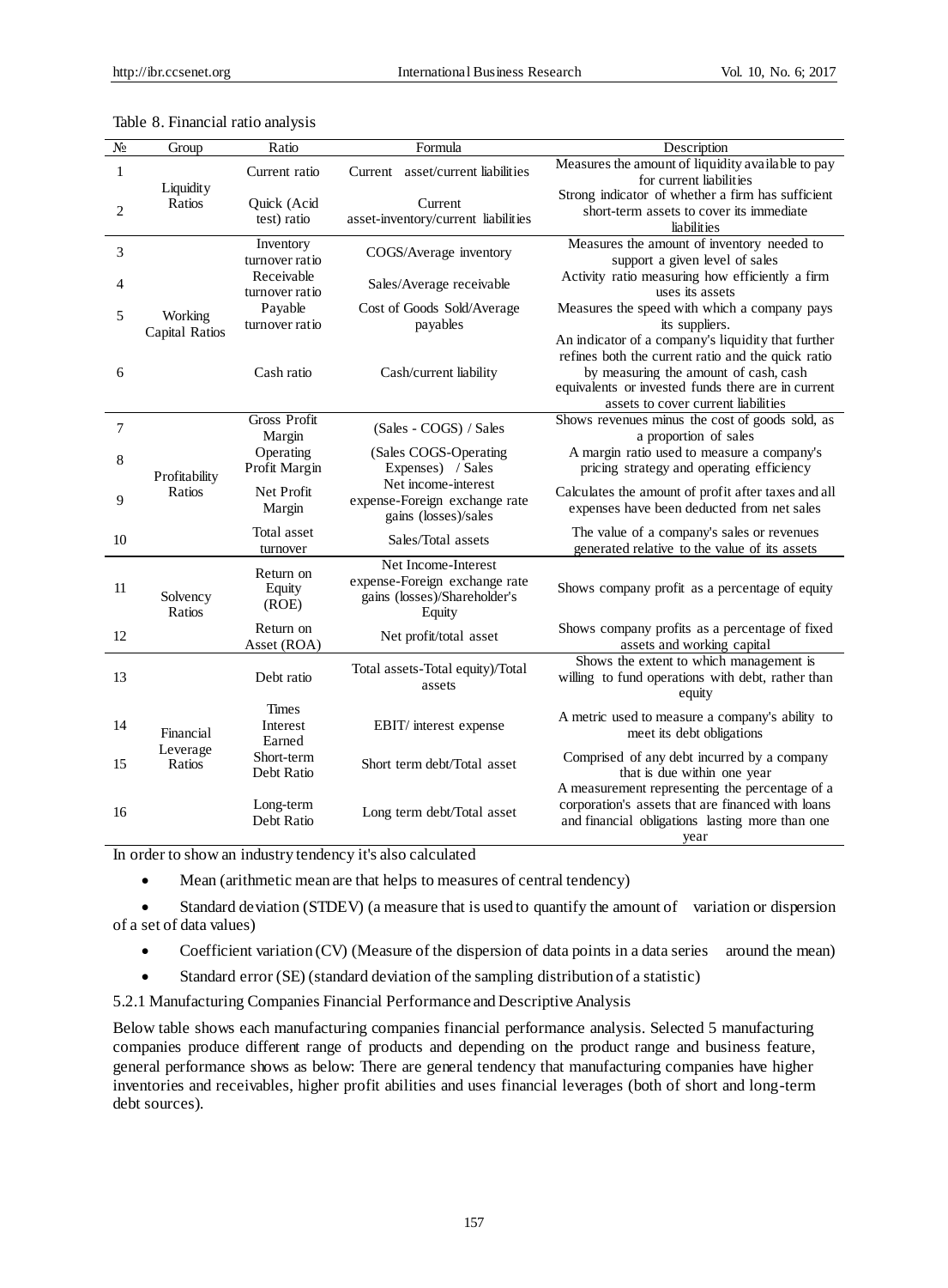Table 8. Financial ratio analysis

| № | Group | Ratio | Formula | Description |
|---|---|---|---|---|
| 1 | Liquidity Ratios | Current ratio | Current asset/current liabilities | Measures the amount of liquidity available to pay for current liabilities |
| 2 | | Quick (Acid test) ratio | Current asset-inventory/current liabilities | Strong indicator of whether a firm has sufficient short-term assets to cover its immediate liabilities |
| 3 | Working Capital Ratios | Inventory turnover ratio | COGS/Average inventory | Measures the amount of inventory needed to support a given level of sales |
| 4 | | Receivable turnover ratio | Sales/Average receivable | Activity ratio measuring how efficiently a firm uses its assets |
| 5 | | Payable turnover ratio | Cost of Goods Sold/Average payables | Measures the speed with which a company pays its suppliers. |
| 6 | | Cash ratio | Cash/current liability | An indicator of a company's liquidity that further refines both the current ratio and the quick ratio by measuring the amount of cash, cash equivalents or invested funds there are in current assets to cover current liabilities |
| 7 | Profitability Ratios | Gross Profit Margin | (Sales - COGS) / Sales | Shows revenues minus the cost of goods sold, as a proportion of sales |
| 8 | | Operating Profit Margin | (Sales COGS-Operating Expenses) / Sales | A margin ratio used to measure a company's pricing strategy and operating efficiency |
| 9 | | Net Profit Margin | Net income-interest expense-Foreign exchange rate gains (losses)/sales | Calculates the amount of profit after taxes and all expenses have been deducted from net sales |
| 10 | | Total asset turnover | Sales/Total assets | The value of a company's sales or revenues generated relative to the value of its assets |
| 11 | Solvency Ratios | Return on Equity (ROE) | Net Income-Interest expense-Foreign exchange rate gains (losses)/Shareholder's Equity | Shows company profit as a percentage of equity |
| 12 | | Return on Asset (ROA) | Net profit/total asset | Shows company profits as a percentage of fixed assets and working capital |
| 13 | Financial Leverage Ratios | Debt ratio | Total assets-Total equity)/Total assets | Shows the extent to which management is willing to fund operations with debt, rather than equity |
| 14 | | Times Interest Earned | EBIT/ interest expense | A metric used to measure a company's ability to meet its debt obligations |
| 15 | | Short-term Debt Ratio | Short term debt/Total asset | Comprised of any debt incurred by a company that is due within one year |
| 16 | | Long-term Debt Ratio | Long term debt/Total asset | A measurement representing the percentage of a corporation's assets that are financed with loans and financial obligations lasting more than one year |

In order to show an industry tendency it's also calculated

- Mean (arithmetic mean are that helps to measures of central tendency)
- Standard deviation (STDEV) (a measure that is used to quantify the amount of variation or dispersion of a set of data values)
- Coefficient variation (CV) (Measure of the dispersion of data points in a data series around the mean)
- Standard error (SE) (standard deviation of the sampling distribution of a statistic)

5.2.1 Manufacturing Companies Financial Performance and Descriptive Analysis

Below table shows each manufacturing companies financial performance analysis. Selected 5 manufacturing companies produce different range of products and depending on the product range and business feature, general performance shows as below: There are general tendency that manufacturing companies have higher inventories and receivables, higher profit abilities and uses financial leverages (both of short and long-term debt sources).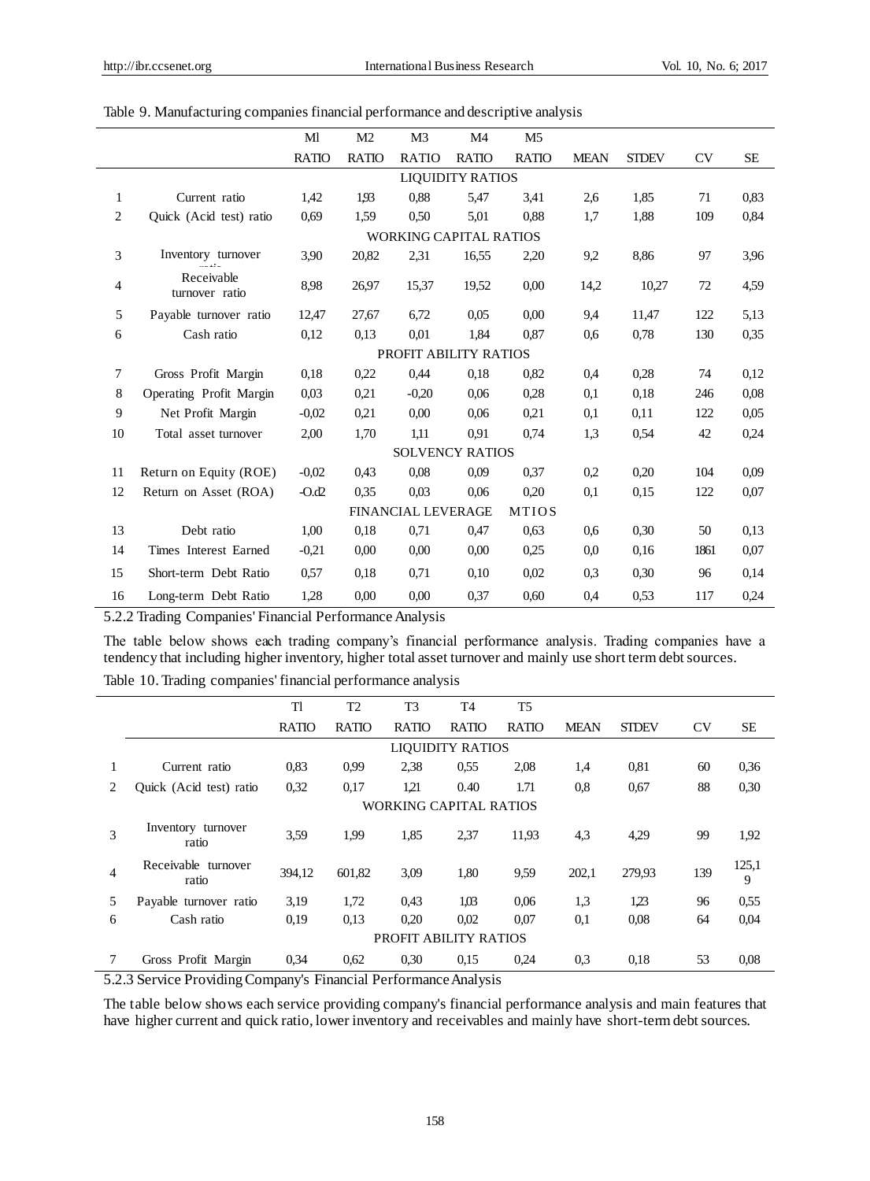Table 9. Manufacturing companies financial performance and descriptive analysis

| | | Ml | M2 | M3 | M4 | M5 | | | | |
|---|---|---|---|---|---|---|---|---|---|---|
| | | RATIO | RATIO | RATIO | RATIO | RATIO | MEAN | STDEV | CV | SE |
| | | | | | LIQUIDITY RATIOS | | | | | |
| 1 | Current ratio | 1,42 | 1,93 | 0,88 | 5,47 | 3,41 | 2,6 | 1,85 | 71 | 0,83 |
| 2 | Quick (Acid test) ratio | 0,69 | 1,59 | 0,50 | 5,01 | 0,88 | 1,7 | 1,88 | 109 | 0,84 |
| | | | | | WORKING CAPITAL RATIOS | | | | | |
| 3 | Inventory turnover ratio | 3,90 | 20,82 | 2,31 | 16,55 | 2,20 | 9,2 | 8,86 | 97 | 3,96 |
| 4 | Receivable turnover ratio | 8,98 | 26,97 | 15,37 | 19,52 | 0,00 | 14,2 | 10,27 | 72 | 4,59 |
| 5 | Payable turnover ratio | 12,47 | 27,67 | 6,72 | 0,05 | 0,00 | 9,4 | 11,47 | 122 | 5,13 |
| 6 | Cash ratio | 0,12 | 0,13 | 0,01 | 1,84 | 0,87 | 0,6 | 0,78 | 130 | 0,35 |
| | | | | | PROFIT ABILITY RATIOS | | | | | |
| 7 | Gross Profit Margin | 0,18 | 0,22 | 0,44 | 0,18 | 0,82 | 0,4 | 0,28 | 74 | 0,12 |
| 8 | Operating Profit Margin | 0,03 | 0,21 | -0,20 | 0,06 | 0,28 | 0,1 | 0,18 | 246 | 0,08 |
| 9 | Net Profit Margin | -0,02 | 0,21 | 0,00 | 0,06 | 0,21 | 0,1 | 0,11 | 122 | 0,05 |
| 10 | Total asset turnover | 2,00 | 1,70 | 1,11 | 0,91 | 0,74 | 1,3 | 0,54 | 42 | 0,24 |
| | | | | | SOLVENCY RATIOS | | | | | |
| 11 | Return on Equity (ROE) | -0,02 | 0,43 | 0,08 | 0,09 | 0,37 | 0,2 | 0,20 | 104 | 0,09 |
| 12 | Return on Asset (ROA) | -O.d2 | 0,35 | 0,03 | 0,06 | 0,20 | 0,1 | 0,15 | 122 | 0,07 |
| | | | | | FINANCIAL LEVERAGE | MTIOS | | | | |
| 13 | Debt ratio | 1,00 | 0,18 | 0,71 | 0,47 | 0,63 | 0,6 | 0,30 | 50 | 0,13 |
| 14 | Times Interest Earned | -0,21 | 0,00 | 0,00 | 0,00 | 0,25 | 0,0 | 0,16 | 1861 | 0,07 |
| 15 | Short-term Debt Ratio | 0,57 | 0,18 | 0,71 | 0,10 | 0,02 | 0,3 | 0,30 | 96 | 0,14 |
| 16 | Long-term Debt Ratio | 1,28 | 0,00 | 0,00 | 0,37 | 0,60 | 0,4 | 0,53 | 117 | 0,24 |

### 5.2.2 Trading Companies' Financial Performance Analysis

The table below shows each trading company's financial performance analysis. Trading companies have a tendency that including higher inventory, higher total asset turnover and mainly use short term debt sources.

Table 10. Trading companies' financial performance analysis

| | | Tl | T2 | T3 | T4 | T5 | | | | |
|---|---|---|---|---|---|---|---|---|---|---|
| | | RATIO | RATIO | RATIO | RATIO | RATIO | MEAN | STDEV | CV | SE |
| | | | | | LIQUIDITY RATIOS | | | | | |
| 1 | Current ratio | 0,83 | 0,99 | 2,38 | 0,55 | 2,08 | 1,4 | 0,81 | 60 | 0,36 |
| 2 | Quick (Acid test) ratio | 0,32 | 0,17 | 1,21 | 0.40 | 1.71 | 0,8 | 0,67 | 88 | 0,30 |
| | | | | | WORKING CAPITAL RATIOS | | | | | |
| 3 | Inventory turnover ratio | 3,59 | 1,99 | 1,85 | 2,37 | 11,93 | 4,3 | 4,29 | 99 | 1,92 |
| 4 | Receivable turnover ratio | 394,12 | 601,82 | 3,09 | 1,80 | 9,59 | 202,1 | 279,93 | 139 | 125,19 |
| 5 | Payable turnover ratio | 3,19 | 1,72 | 0,43 | 1,03 | 0,06 | 1,3 | 1,23 | 96 | 0,55 |
| 6 | Cash ratio | 0,19 | 0,13 | 0,20 | 0,02 | 0,07 | 0,1 | 0,08 | 64 | 0,04 |
| | | | | | PROFIT ABILITY RATIOS | | | | | |
| 7 | Gross Profit Margin | 0,34 | 0,62 | 0,30 | 0,15 | 0,24 | 0,3 | 0,18 | 53 | 0,08 |

### 5.2.3 Service Providing Company's Financial Performance Analysis

The table below shows each service providing company's financial performance analysis and main features that have higher current and quick ratio, lower inventory and receivables and mainly have short-term debt sources.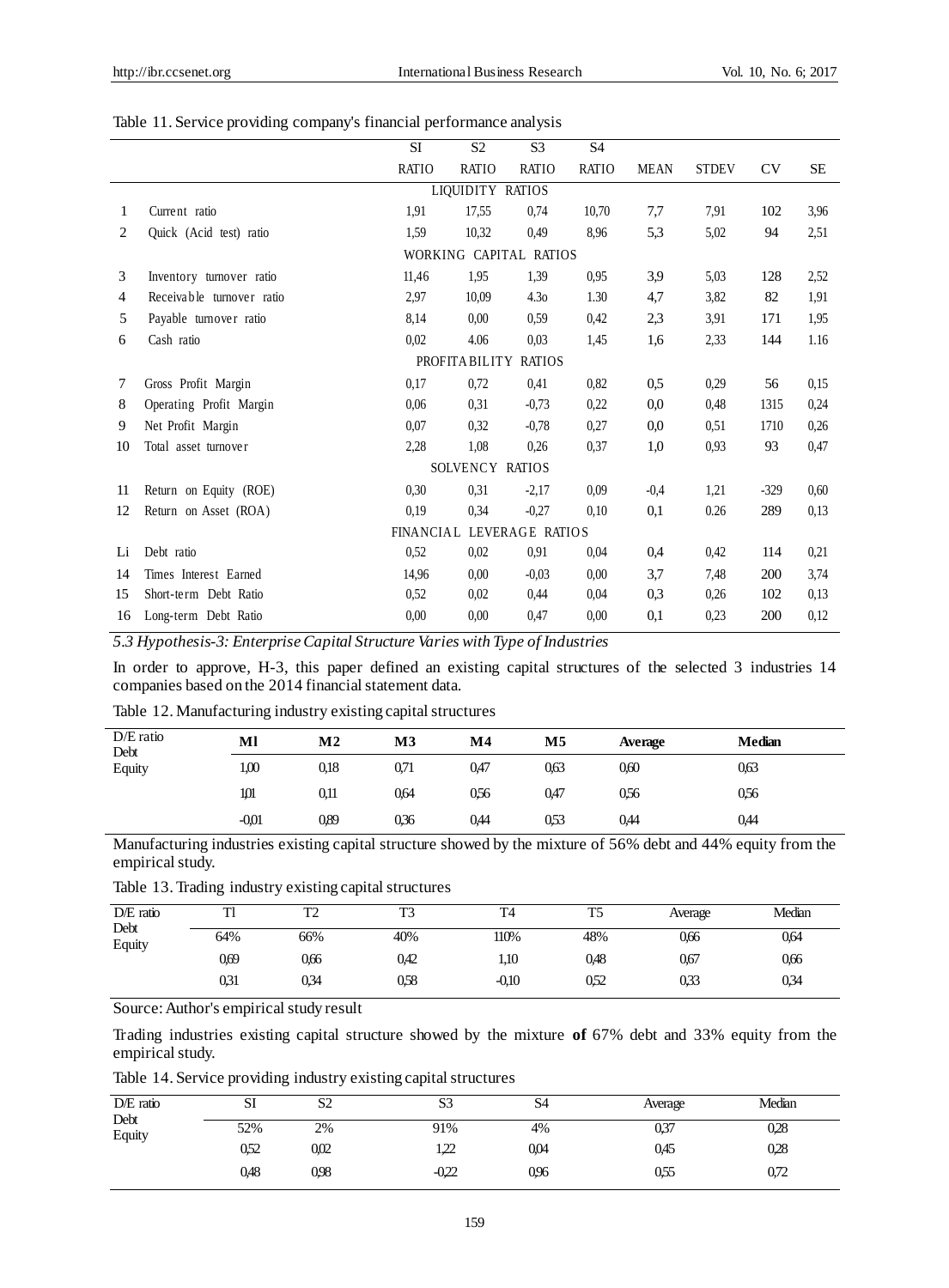Table 11. Service providing company's financial performance analysis

| | | SI | S2 | S3 | S4 | | | | |
|---|---|---|---|---|---|---|---|---|---|
| | | RATIO | RATIO | RATIO | RATIO | MEAN | STDEV | CV | SE |
| | | LIQUIDITY RATIOS | | | | | | | |
| 1 | Current ratio | 1,91 | 17,55 | 0,74 | 10,70 | 7,7 | 7,91 | 102 | 3,96 |
| 2 | Quick (Acid test) ratio | 1,59 | 10,32 | 0,49 | 8,96 | 5,3 | 5,02 | 94 | 2,51 |
| | | WORKING CAPITAL RATIOS | | | | | | | |
| 3 | Inventory turnover ratio | 11,46 | 1,95 | 1,39 | 0,95 | 3,9 | 5,03 | 128 | 2,52 |
| 4 | Receivable turnover ratio | 2,97 | 10,09 | 4.3o | 1.30 | 4,7 | 3,82 | 82 | 1,91 |
| 5 | Payable turnover ratio | 8,14 | 0,00 | 0,59 | 0,42 | 2,3 | 3,91 | 171 | 1,95 |
| 6 | Cash ratio | 0,02 | 4.06 | 0,03 | 1,45 | 1,6 | 2,33 | 144 | 1.16 |
| | | PROFITABILITY RATIOS | | | | | | | |
| 7 | Gross Profit Margin | 0,17 | 0,72 | 0,41 | 0,82 | 0,5 | 0,29 | 56 | 0,15 |
| 8 | Operating Profit Margin | 0,06 | 0,31 | -0,73 | 0,22 | 0,0 | 0,48 | 1315 | 0,24 |
| 9 | Net Profit Margin | 0,07 | 0,32 | -0,78 | 0,27 | 0,0 | 0,51 | 1710 | 0,26 |
| 10 | Total asset turnover | 2,28 | 1,08 | 0,26 | 0,37 | 1,0 | 0,93 | 93 | 0,47 |
| | | SOLVENCY RATIOS | | | | | | | |
| 11 | Return on Equity (ROE) | 0,30 | 0,31 | -2,17 | 0,09 | -0,4 | 1,21 | -329 | 0,60 |
| 12 | Return on Asset (ROA) | 0,19 | 0,34 | -0,27 | 0,10 | 0,1 | 0.26 | 289 | 0,13 |
| | | FINANCIAL LEVERAGE RATIOS | | | | | | | |
| Li | Debt ratio | 0,52 | 0,02 | 0,91 | 0,04 | 0,4 | 0,42 | 114 | 0,21 |
| 14 | Times Interest Earned | 14,96 | 0,00 | -0,03 | 0,00 | 3,7 | 7,48 | 200 | 3,74 |
| 15 | Short-term Debt Ratio | 0,52 | 0,02 | 0,44 | 0,04 | 0,3 | 0,26 | 102 | 0,13 |
| 16 | Long-term Debt Ratio | 0,00 | 0,00 | 0,47 | 0,00 | 0,1 | 0,23 | 200 | 0,12 |

### *5.3 Hypothesis-3: Enterprise Capital Structure Varies with Type of Industries*

In order to approve, H-3, this paper defined an existing capital structures of the selected 3 industries 14 companies based on the 2014 financial statement data.

Table 12. Manufacturing industry existing capital structures

| D/E ratio<br>Debt<br>Equity | Ml | M2 | M3 | M4 | M5 | Average | Median |
|---|---|---|---|---|---|---|---|
| | 1,00 | 0,18 | 0,71 | 0,47 | 0,63 | 0,60 | 0,63 |
| | 1,01 | 0,11 | 0,64 | 0,56 | 0,47 | 0,56 | 0,56 |
| | -0,01 | 0,89 | 0,36 | 0,44 | 0,53 | 0,44 | 0,44 |

Manufacturing industries existing capital structure showed by the mixture of 56% debt and 44% equity from the empirical study.

Table 13. Trading industry existing capital structures

| D/E ratio<br>Debt<br>Equity | Tl | T2 | T3 | T4 | T5 | Average | Median |
|---|---|---|---|---|---|---|---|
| | 64% | 66% | 40% | 110% | 48% | 0,66 | 0,64 |
| | 0,69 | 0,66 | 0,42 | 1,10 | 0,48 | 0,67 | 0,66 |
| | 0,31 | 0,34 | 0,58 | -0,10 | 0,52 | 0,33 | 0,34 |

Source: Author's empirical study result

Trading industries existing capital structure showed by the mixture **of** 67% debt and 33% equity from the empirical study.

Table 14. Service providing industry existing capital structures

| D/E ratio<br>Debt<br>Equity | SI | S2 | S3 | S4 | Average | Median |
|---|---|---|---|---|---|---|
| | 52% | 2% | 91% | 4% | 0,37 | 0,28 |
| | 0,52 | 0,02 | 1,22 | 0,04 | 0,45 | 0,28 |
| | 0,48 | 0,98 | -0,22 | 0,96 | 0,55 | 0,72 |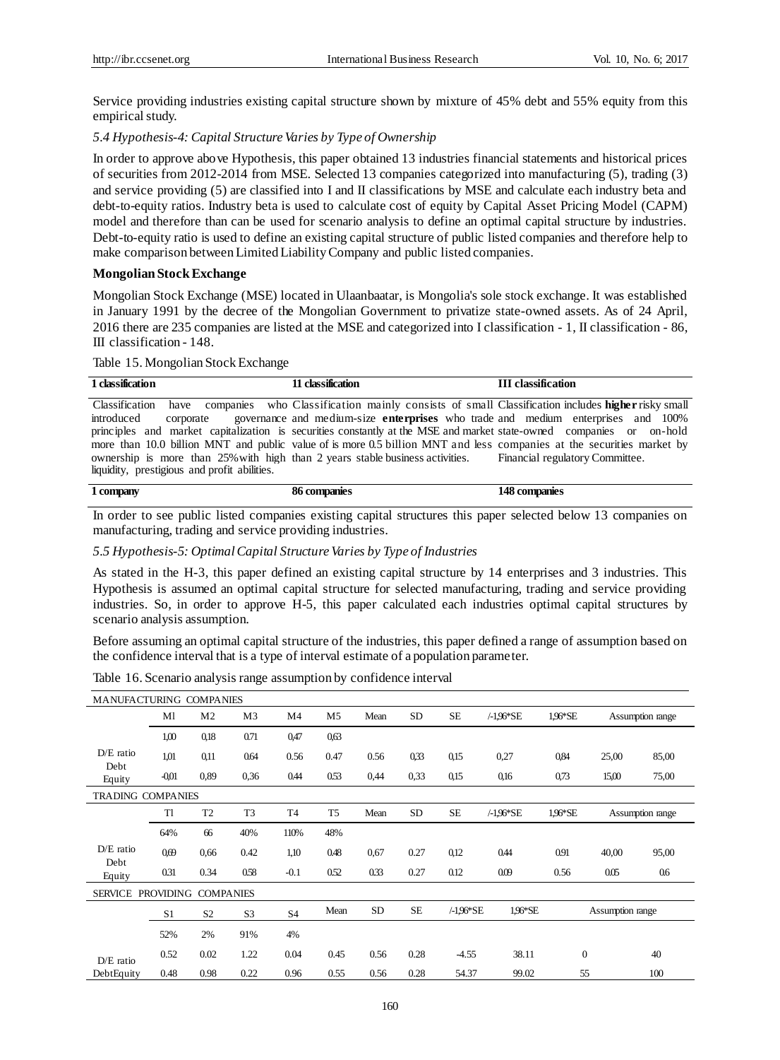Service providing industries existing capital structure shown by mixture of 45% debt and 55% equity from this empirical study.

### *5.4 Hypothesis-4: Capital Structure Varies by Type of Ownership*

In order to approve above Hypothesis, this paper obtained 13 industries financial statements and historical prices of securities from 2012-2014 from MSE. Selected 13 companies categorized into manufacturing (5), trading (3) and service providing (5) are classified into I and II classifications by MSE and calculate each industry beta and debt-to-equity ratios. Industry beta is used to calculate cost of equity by Capital Asset Pricing Model (CAPM) model and therefore than can be used for scenario analysis to define an optimal capital structure by industries. Debt-to-equity ratio is used to define an existing capital structure of public listed companies and therefore help to make comparison between Limited Liability Company and public listed companies.

**Mongolian Stock Exchange**

Mongolian Stock Exchange (MSE) located in Ulaanbaatar, is Mongolia's sole stock exchange. It was established in January 1991 by the decree of the Mongolian Government to privatize state-owned assets. As of 24 April, 2016 there are 235 companies are listed at the MSE and categorized into I classification - 1, II classification - 86, III classification - 148.

Table 15. Mongolian Stock Exchange

| I classification | II classification | III classification |
|---|---|---|
| Classification have companies who introduced corporate governance principles and market capitalization is more than 10.0 billion MNT and public ownership is more than 25% with high liquidity, prestigious and profit abilities. | Classification mainly consists of small and medium-size **enterprises** who trade securities constantly at the MSE and market value of is more 0.5 billion MNT and less than 2 years stable business activities. | Classification includes **higher** risky small and medium enterprises and 100% state-owned companies or on-hold companies at the securities market by Financial regulatory Committee. |
| 1 company | 86 companies | 148 companies |

In order to see public listed companies existing capital structures this paper selected below 13 companies on manufacturing, trading and service providing industries.

### *5.5 Hypothesis-5: Optimal Capital Structure Varies by Type of Industries*

As stated in the H-3, this paper defined an existing capital structure by 14 enterprises and 3 industries. This Hypothesis is assumed an optimal capital structure for selected manufacturing, trading and service providing industries. So, in order to approve H-5, this paper calculated each industries optimal capital structures by scenario analysis assumption.

Before assuming an optimal capital structure of the industries, this paper defined a range of assumption based on the confidence interval that is a type of interval estimate of a population parameter.

Table 16. Scenario analysis range assumption by confidence interval

| MANUFACTURING COMPANIES | | | | | | | | | | | | |
|---|---|---|---|---|---|---|---|---|---|---|---|---|
| | M1 | M2 | M3 | M4 | M5 | Mean | SD | SE | /-1,96*SE | 1,96*SE | Assumption range | |
| | 1,00 | 0,18 | 0.71 | 0,47 | 0,63 | | | | | | | |
| D/E ratio | 1,01 | 0,11 | 0.64 | 0.56 | 0.47 | 0.56 | 0,33 | 0,15 | 0,27 | 0,84 | 25,00 | 85,00 |
| Debt Equity | -0,01 | 0,89 | 0,36 | 0.44 | 0.53 | 0,44 | 0,33 | 0,15 | 0,16 | 0,73 | 15,00 | 75,00 |
| TRADING COMPANIES | | | | | | | | | | | | |
| | T1 | T2 | T3 | T4 | T5 | Mean | SD | SE | /-1,96*SE | 1,96*SE | Assumption range | |
| | 64% | 66 | 40% | 110% | 48% | | | | | | | |
| D/E ratio | 0,69 | 0,66 | 0.42 | 1,10 | 0.48 | 0,67 | 0.27 | 0,12 | 0.44 | 0.91 | 40,00 | 95,00 |
| Debt Equity | 0.31 | 0.34 | 0.58 | -0.1 | 0.52 | 0.33 | 0.27 | 0.12 | 0.09 | 0.56 | 0.05 | 0.6 |
| SERVICE PROVIDING COMPANIES | | | | | | | | | | | | |
| | S1 | S2 | S3 | S4 | Mean | SD | SE | /-1,96*SE | 1,96*SE | Assumption range | | |
| | 52% | 2% | 91% | 4% | | | | | | | | |
| D/E ratio | 0.52 | 0.02 | 1.22 | 0.04 | 0.45 | 0.56 | 0.28 | -4.55 | 38.11 | 0 | 40 | |
| DebtEquity | 0.48 | 0.98 | 0.22 | 0.96 | 0.55 | 0.56 | 0.28 | 54.37 | 99.02 | 55 | 100 | |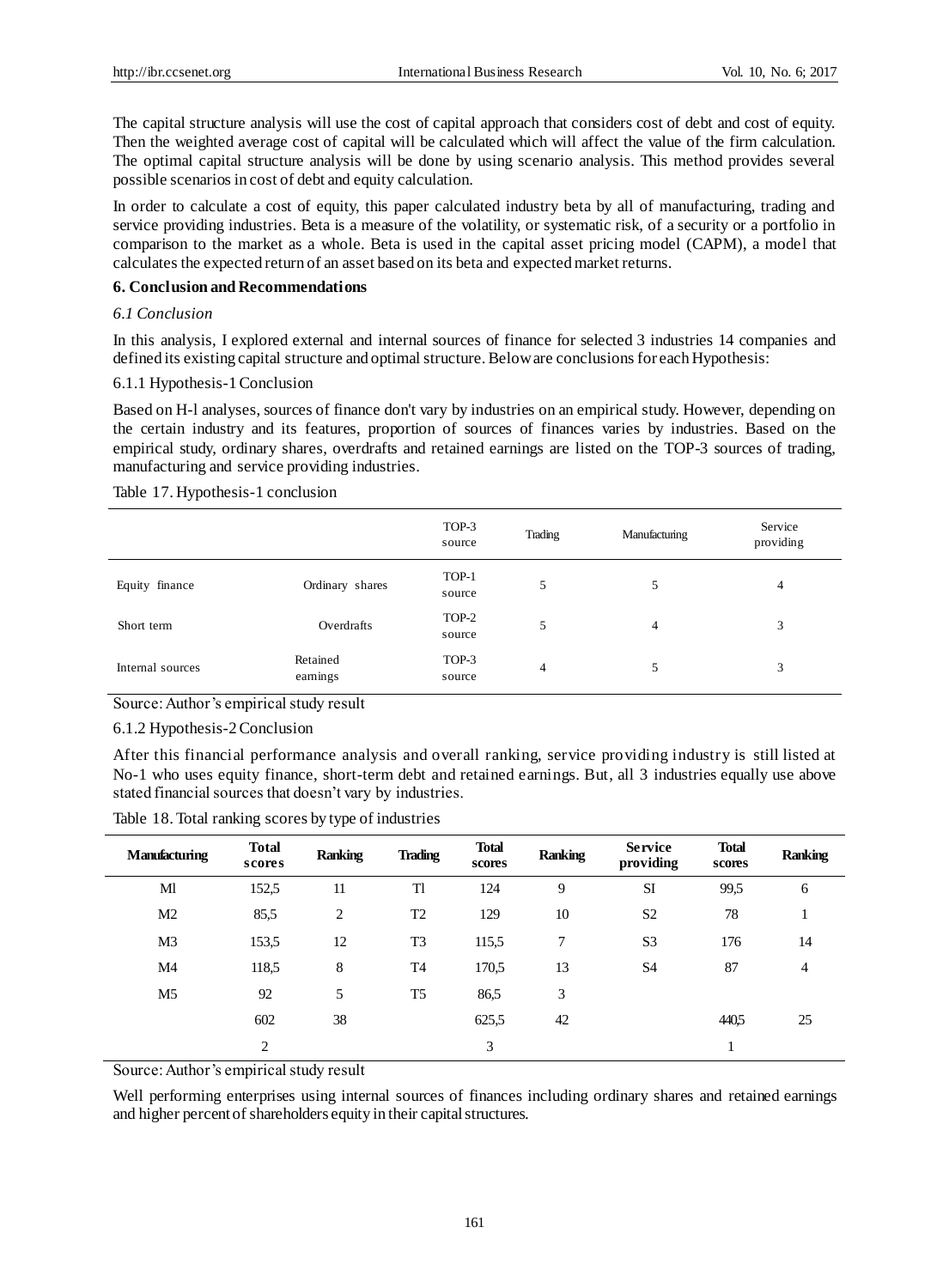The capital structure analysis will use the cost of capital approach that considers cost of debt and cost of equity. Then the weighted average cost of capital will be calculated which will affect the value of the firm calculation. The optimal capital structure analysis will be done by using scenario analysis. This method provides several possible scenarios in cost of debt and equity calculation.

In order to calculate a cost of equity, this paper calculated industry beta by all of manufacturing, trading and service providing industries. Beta is a measure of the volatility, or systematic risk, of a security or a portfolio in comparison to the market as a whole. Beta is used in the capital asset pricing model (CAPM), a model that calculates the expected return of an asset based on its beta and expected market returns.

## 6. Conclusion and Recommendations

### *6.1 Conclusion*

In this analysis, I explored external and internal sources of finance for selected 3 industries 14 companies and defined its existing capital structure and optimal structure. Below are conclusions for each Hypothesis:

#### 6.1.1 Hypothesis-1 Conclusion

Based on H-l analyses, sources of finance don't vary by industries on an empirical study. However, depending on the certain industry and its features, proportion of sources of finances varies by industries. Based on the empirical study, ordinary shares, overdrafts and retained earnings are listed on the TOP-3 sources of trading, manufacturing and service providing industries.

Table 17. Hypothesis-1 conclusion

| | | TOP-3 source | Trading | Manufacturing | Service providing |
|---|---|---|---|---|---|
| Equity finance | Ordinary shares | TOP-1 source | 5 | 5 | 4 |
| Short term | Overdrafts | TOP-2 source | 5 | 4 | 3 |
| Internal sources | Retained earnings | TOP-3 source | 4 | 5 | 3 |

Source: Author's empirical study result

#### 6.1.2 Hypothesis-2 Conclusion

After this financial performance analysis and overall ranking, service providing industry is still listed at No-1 who uses equity finance, short-term debt and retained earnings. But, all 3 industries equally use above stated financial sources that doesn't vary by industries.

Table 18. Total ranking scores by type of industries

| Manufacturing | Total scores | Ranking | Trading | Total scores | Ranking | Service providing | Total scores | Ranking |
|---|---|---|---|---|---|---|---|---|
| Ml | 152,5 | 11 | Tl | 124 | 9 | SI | 99,5 | 6 |
| M2 | 85,5 | 2 | T2 | 129 | 10 | S2 | 78 | 1 |
| M3 | 153,5 | 12 | T3 | 115,5 | 7 | S3 | 176 | 14 |
| M4 | 118,5 | 8 | T4 | 170,5 | 13 | S4 | 87 | 4 |
| M5 | 92 | 5 | T5 | 86,5 | 3 | | | |
| | 602 | 38 | | 625,5 | 42 | | 440,5 | 25 |
| | 2 | | | 3 | | | 1 | |

Source: Author's empirical study result

Well performing enterprises using internal sources of finances including ordinary shares and retained earnings and higher percent of shareholders equity in their capital structures.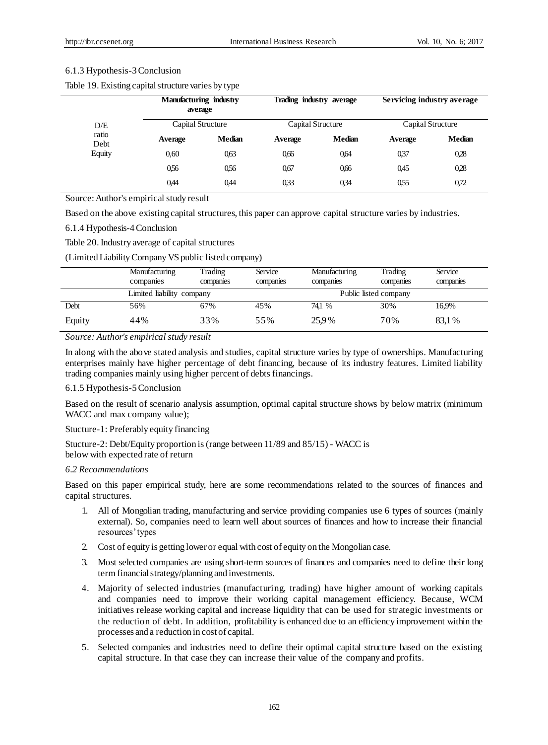6.1.3 Hypothesis-3 Conclusion

Table 19. Existing capital structure varies by type

| | **Manufacturing industry average** | | **Trading industry average** | | **Servicing industry average** | |
|---|---|---|---|---|---|---|
| D/E ratio Debt Equity | Capital Structure | | Capital Structure | | Capital Structure | |
| | **Average** | **Median** | **Average** | **Median** | **Average** | **Median** |
| | 0,60 | 0,63 | 0,66 | 0,64 | 0,37 | 0,28 |
| | 0,56 | 0,56 | 0,67 | 0,66 | 0,45 | 0,28 |
| | 0,44 | 0,44 | 0,33 | 0,34 | 0,55 | 0,72 |

Source: Author's empirical study result

Based on the above existing capital structures, this paper can approve capital structure varies by industries.

6.1.4 Hypothesis-4 Conclusion

Table 20. Industry average of capital structures

(Limited Liability Company VS public listed company)

| | Manufacturing companies | Trading companies | Service companies | Manufacturing companies | Trading companies | Service companies |
|---|---|---|---|---|---|---|
| | Limited liability company | | | Public listed company | | |
| Debt | 56% | 67% | 45% | 74,1 % | 30% | 16,9% |
| Equity | 44% | 33% | 55% | 25,9% | 70% | 83,1% |

*Source: Author's empirical study result*

In along with the above stated analysis and studies, capital structure varies by type of ownerships. Manufacturing enterprises mainly have higher percentage of debt financing, because of its industry features. Limited liability trading companies mainly using higher percent of debts financings.

6.1.5 Hypothesis-5 Conclusion

Based on the result of scenario analysis assumption, optimal capital structure shows by below matrix (minimum WACC and max company value);

Stucture-1: Preferably equity financing

Stucture-2: Debt/Equity proportion is (range between 11/89 and 85/15) - WACC is below with expected rate of return

*6.2 Recommendations*

Based on this paper empirical study, here are some recommendations related to the sources of finances and capital structures.

1. All of Mongolian trading, manufacturing and service providing companies use 6 types of sources (mainly external). So, companies need to learn well about sources of finances and how to increase their financial resources' types
2. Cost of equity is getting lower or equal with cost of equity on the Mongolian case.
3. Most selected companies are using short-term sources of finances and companies need to define their long term financial strategy/planning and investments.
4. Majority of selected industries (manufacturing, trading) have higher amount of working capitals and companies need to improve their working capital management efficiency. Because, WCM initiatives release working capital and increase liquidity that can be used for strategic investments or the reduction of debt. In addition, profitability is enhanced due to an efficiency improvement within the processes and a reduction in cost of capital.
5. Selected companies and industries need to define their optimal capital structure based on the existing capital structure. In that case they can increase their value of the company and profits.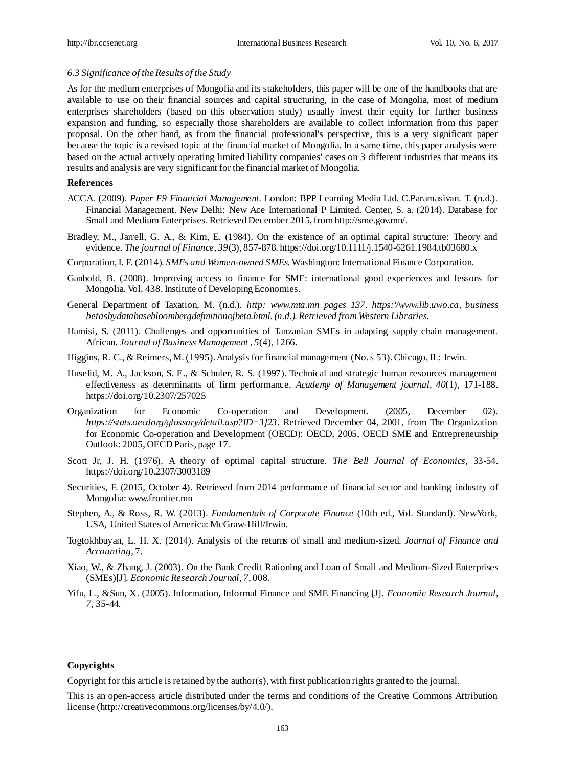### *6.3 Significance of the Results of the Study*

As for the medium enterprises of Mongolia and its stakeholders, this paper will be one of the handbooks that are available to use on their financial sources and capital structuring, in the case of Mongolia, most of medium enterprises shareholders (based on this observation study) usually invest their equity for further business expansion and funding, so especially those shareholders are available to collect information from this paper proposal. On the other hand, as from the financial professional's perspective, this is a very significant paper because the topic is a revised topic at the financial market of Mongolia. In a same time, this paper analysis were based on the actual actively operating limited liability companies' cases on 3 different industries that means its results and analysis are very significant for the financial market of Mongolia.

## References

ACCA. (2009). *Paper F9 Financial Management*. London: BPP Learning Media Ltd. C.Paramasivan. T. (n.d.). Financial Management. New Delhi: New Ace International P Limited. Center, S. a. (2014). Database for Small and Medium Enterprises. Retrieved December 2015, from http://sme.gov.mn/.

Bradley, M., Jarrell, G. A., & Kim, E. (1984). On the existence of an optimal capital structure: Theory and evidence. *The journal of Finance, 39*(3), 857-878. https://doi.org/10.1111/j.1540-6261.1984.tb03680.x

Corporation, I. F. (2014). *SMEs and Women-owned SMEs*. Washington: International Finance Corporation.

Ganbold, B. (2008). Improving access to finance for SME: international good experiences and lessons for Mongolia. Vol. 438. Institute of Developing Economies.

General Department of Taxation, M. (n.d.). *http: www.mta.mn pages 137. https:'/www.lib.uwo.ca, business betasbydatabasebloombergdefmitionojbeta.html. (n.d.). Retrieved from Western Libraries.*

Hamisi, S. (2011). Challenges and opportunities of Tanzanian SMEs in adapting supply chain management. African. *Journal of Business Management , 5*(4), 1266.

Higgins, R. C., & Reimers, M. (1995). Analysis for financial management (No. s 53). Chicago, IL: Irwin.

Huselid, M. A., Jackson, S. E., & Schuler, R. S. (1997). Technical and strategic human resources management effectiveness as determinants of firm performance. *Academy of Management journal, 40*(1), 171-188. https://doi.org/10.2307/257025

Organization for Economic Co-operation and Development. (2005, December 02). *https://stats.oecdorg/glossary/detail.asp?ID=3]23*. Retrieved December 04, 2001, from The Organization for Economic Co-operation and Development (OECD): OECD, 2005, OECD SME and Entrepreneurship Outlook: 2005, OECD Paris, page 17.

Scott Jr, J. H. (1976). A theory of optimal capital structure. *The Bell Journal of Economics*, 33-54. https://doi.org/10.2307/3003189

Securities, F. (2015, October 4). Retrieved from 2014 performance of financial sector and banking industry of Mongolia: www.frontier.mn

Stephen, A., & Ross, R. W. (2013). *Fundamentals of Corporate Finance* (10th ed., Vol. Standard). NewYork, USA, United States of America: McGraw-Hill/Irwin.

Togtokhbuyan, L. H. X. (2014). Analysis of the returns of small and medium-sized. *Journal of Finance and Accounting*, 7.

Xiao, W., & Zhang, J. (2003). On the Bank Credit Rationing and Loan of Small and Medium-Sized Enterprises (SMEs)[J]. *Economic Research Journal*, *7*, 008.

Yifu, L., &Sun, X. (2005). Information, Informal Finance and SME Financing [J]. *Economic Research Journal, 7*, 35-44.

## Copyrights

Copyright for this article is retained by the author(s), with first publication rights granted to the journal.

This is an open-access article distributed under the terms and conditions of the Creative Commons Attribution license (http://creativecommons.org/licenses/by/4.0/).